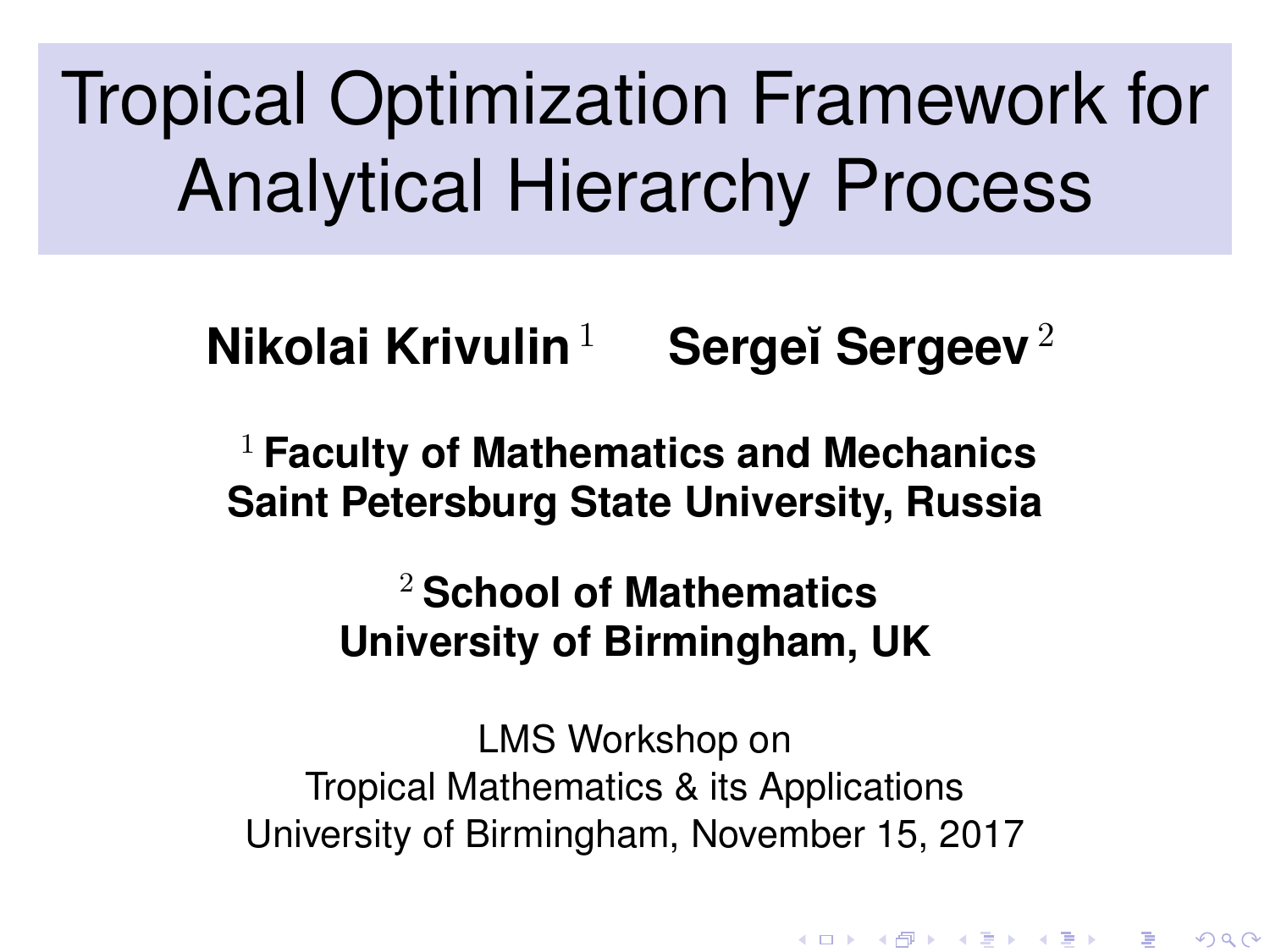# Tropical Optimization Framework for Analytical Hierarchy Process

**Nikolai Krivulin** [1] **Sergeĭ Sergeev** [2]

[1] **Faculty of Mathematics and Mechanics**
**Saint Petersburg State University, Russia**

[2] **School of Mathematics**
**University of Birmingham, UK**

LMS Workshop on
Tropical Mathematics & its Applications
University of Birmingham, November 15, 2017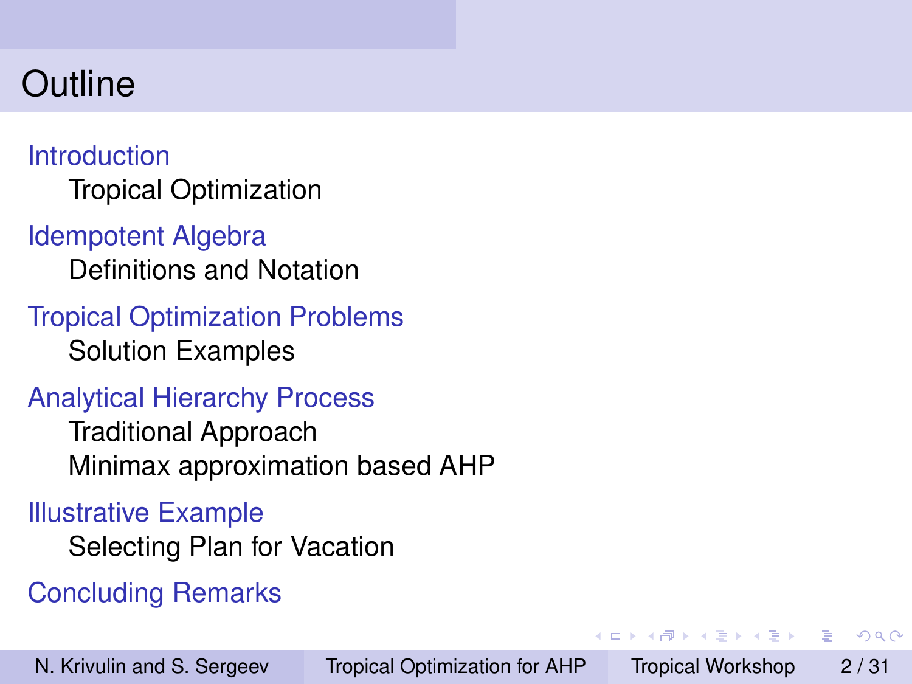# Outline

- Introduction
  - Tropical Optimization
- Idempotent Algebra
  - Definitions and Notation
- Tropical Optimization Problems
  - Solution Examples
- Analytical Hierarchy Process
  - Traditional Approach
  - Minimax approximation based AHP
- Illustrative Example
  - Selecting Plan for Vacation
- Concluding Remarks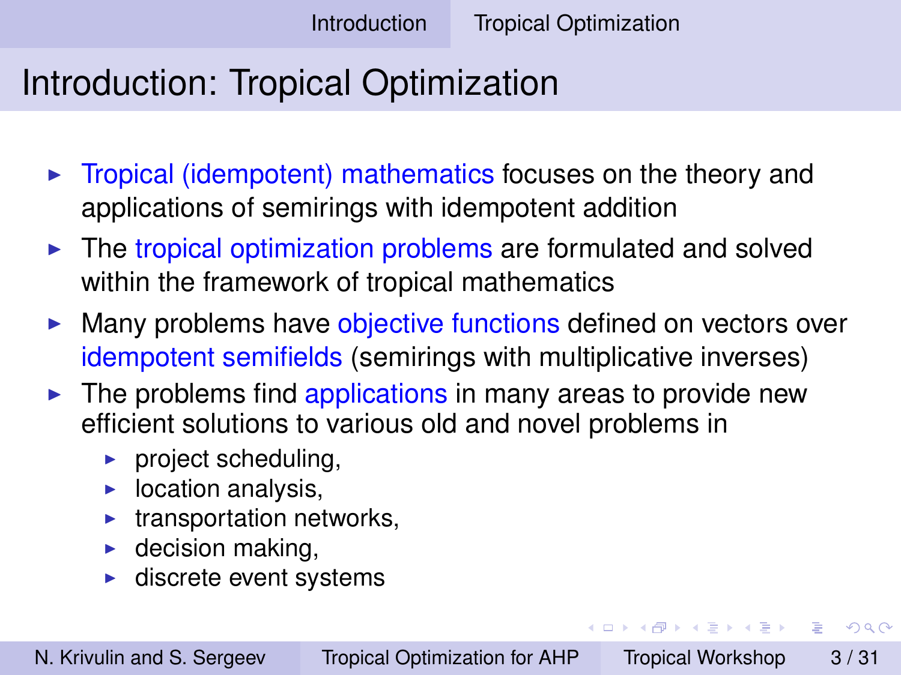# Introduction: Tropical Optimization

- Tropical (idempotent) mathematics focuses on the theory and applications of semirings with idempotent addition
- The tropical optimization problems are formulated and solved within the framework of tropical mathematics
- Many problems have objective functions defined on vectors over idempotent semifields (semirings with multiplicative inverses)
- The problems find applications in many areas to provide new efficient solutions to various old and novel problems in
  - project scheduling,
  - location analysis,
  - transportation networks,
  - decision making,
  - discrete event systems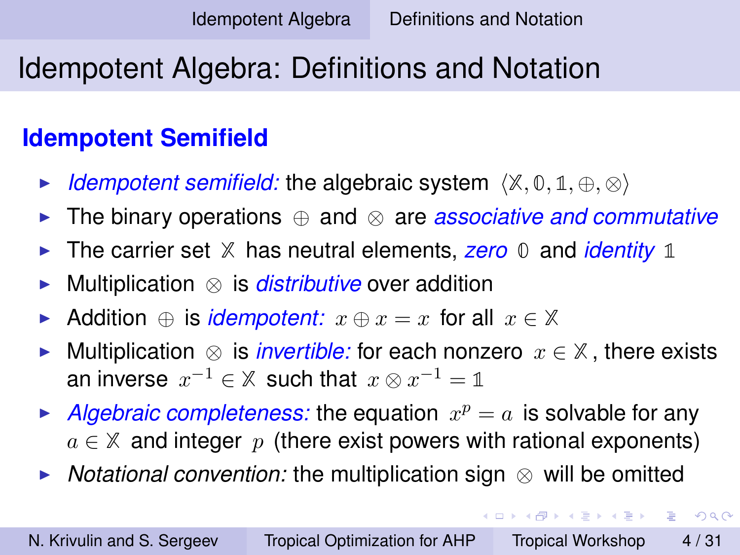# Idempotent Algebra: Definitions and Notation

## Idempotent Semifield

- *Idempotent semifield:* the algebraic system $\langle \mathbb{X}, \mathbb{0}, \mathbb{1}, \oplus, \otimes \rangle$
- The binary operations $\oplus$ and $\otimes$ are *associative and commutative*
- The carrier set $\mathbb{X}$ has neutral elements, *zero* $\mathbb{0}$ and *identity* $\mathbb{1}$
- Multiplication $\otimes$ is *distributive* over addition
- Addition $\oplus$ is *idempotent:* $x \oplus x = x$ for all $x \in \mathbb{X}$
- Multiplication $\otimes$ is *invertible:* for each nonzero $x \in \mathbb{X}$, there exists an inverse $x^{-1} \in \mathbb{X}$ such that $x \otimes x^{-1} = \mathbb{1}$
- *Algebraic completeness:* the equation $x^p = a$ is solvable for any $a \in \mathbb{X}$ and integer $p$ (there exist powers with rational exponents)
- *Notational convention:* the multiplication sign $\otimes$ will be omitted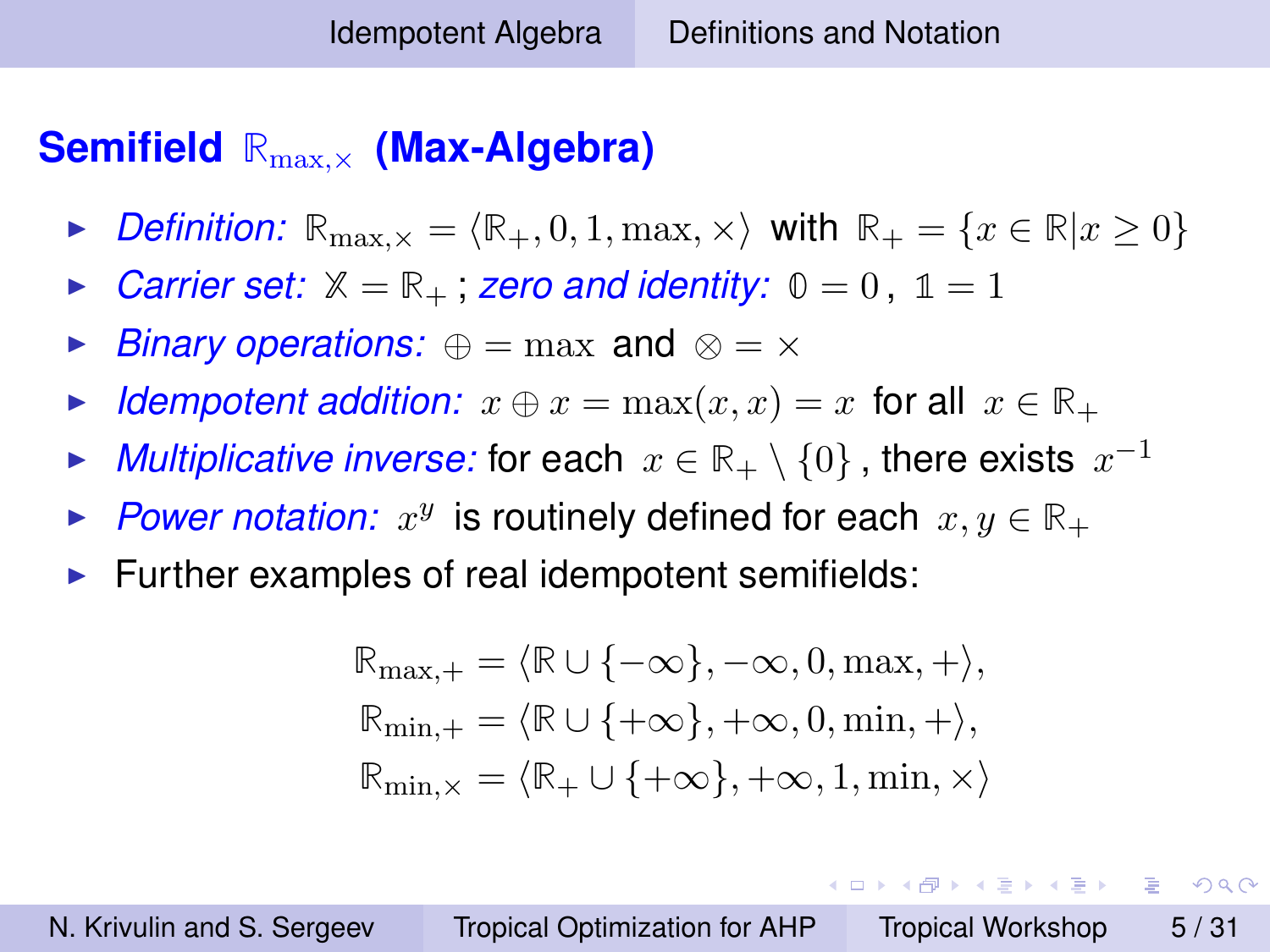## Semifield $\mathbb{R}_{\max,\times}$ (Max-Algebra)

- *Definition:* $\mathbb{R}_{\max,\times} = \langle \mathbb{R}_+, 0, 1, \max, \times \rangle$ with $\mathbb{R}_+ = \{x \in \mathbb{R} | x \geq 0\}$
- *Carrier set:* $\mathbb{X} = \mathbb{R}_+$ ; *zero and identity:* $\mathbb{0} = 0$ , $\mathbb{1} = 1$
- *Binary operations:* $\oplus = \max$ and $\otimes = \times$
- *Idempotent addition:* $x \oplus x = \max(x, x) = x$ for all $x \in \mathbb{R}_+$
- *Multiplicative inverse:* for each $x \in \mathbb{R}_+ \setminus \{0\}$ , there exists $x^{-1}$
- *Power notation:* $x^y$ is routinely defined for each $x, y \in \mathbb{R}_+$
- Further examples of real idempotent semifields:

$$
\begin{aligned}
\mathbb{R}_{\max,+} &= \langle \mathbb{R} \cup \{-\infty\}, -\infty, 0, \max, + \rangle, \\
\mathbb{R}_{\min,+} &= \langle \mathbb{R} \cup \{+\infty\}, +\infty, 0, \min, + \rangle, \\
\mathbb{R}_{\min,\times} &= \langle \mathbb{R}_+ \cup \{+\infty\}, +\infty, 1, \min, \times \rangle
\end{aligned}
$$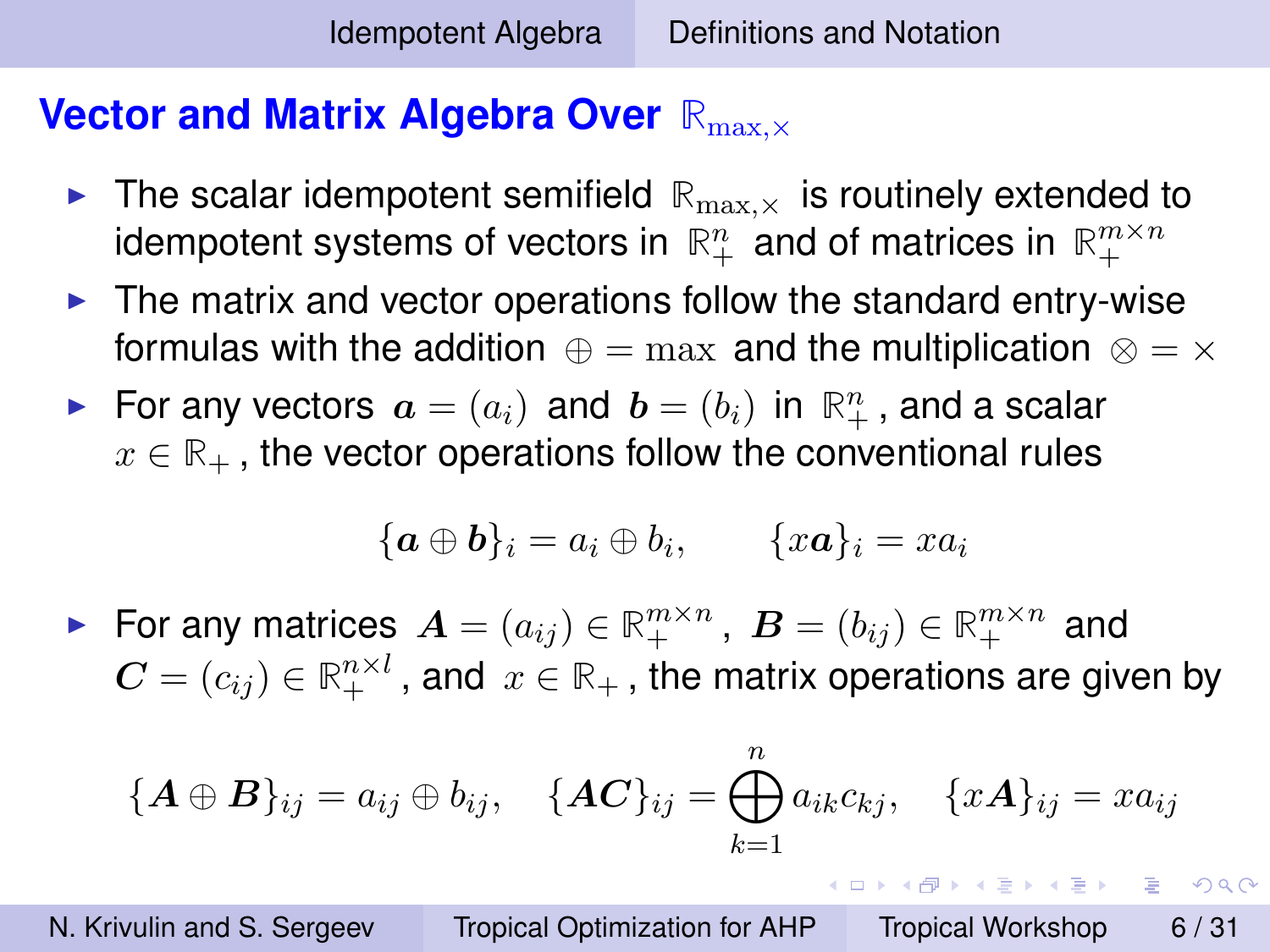## Vector and Matrix Algebra Over $\mathbb{R}_{\max,\times}$

- The scalar idempotent semifield $\mathbb{R}_{\max,\times}$ is routinely extended to idempotent systems of vectors in $\mathbb{R}_{+}^{n}$ and of matrices in $\mathbb{R}_{+}^{m\times n}$
- The matrix and vector operations follow the standard entry-wise formulas with the addition $\oplus = \max$ and the multiplication $\otimes = \times$
- For any vectors $\boldsymbol{a} = (a_i)$ and $\boldsymbol{b} = (b_i)$ in $\mathbb{R}_{+}^{n}$, and a scalar $x \in \mathbb{R}_{+}$, the vector operations follow the conventional rules

$$\{\boldsymbol{a} \oplus \boldsymbol{b}\}_i = a_i \oplus b_i, \qquad \{x\boldsymbol{a}\}_i = x a_i$$

- For any matrices $\boldsymbol{A} = (a_{ij}) \in \mathbb{R}_{+}^{m\times n}$, $\boldsymbol{B} = (b_{ij}) \in \mathbb{R}_{+}^{m\times n}$ and $\boldsymbol{C} = (c_{ij}) \in \mathbb{R}_{+}^{n\times l}$, and $x \in \mathbb{R}_{+}$, the matrix operations are given by

$$\{\boldsymbol{A} \oplus \boldsymbol{B}\}_{ij} = a_{ij} \oplus b_{ij}, \quad \{\boldsymbol{A}\boldsymbol{C}\}_{ij} = \bigoplus_{k=1}^{n} a_{ik} c_{kj}, \quad \{x\boldsymbol{A}\}_{ij} = x a_{ij}$$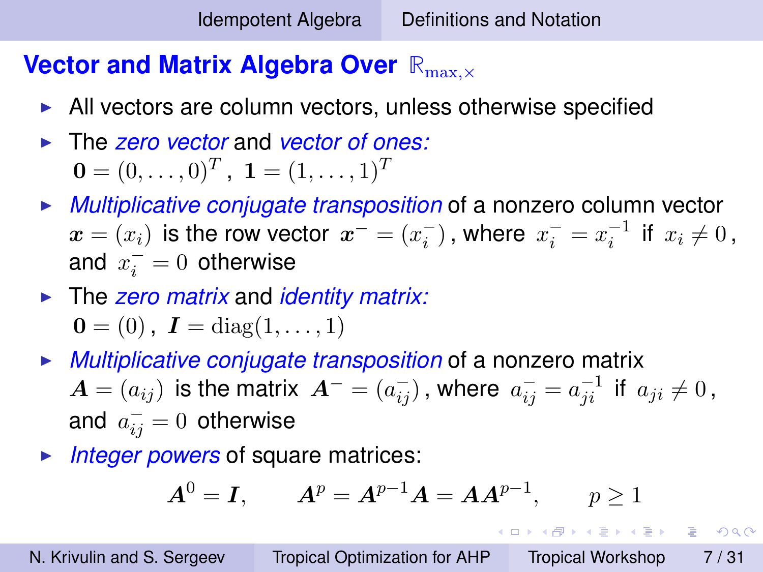## Vector and Matrix Algebra Over $\mathbb{R}_{\max,\times}$

- All vectors are column vectors, unless otherwise specified
- The *zero vector* and *vector of ones:* 
  $\mathbf{0} = (0, \ldots, 0)^T$, $\mathbf{1} = (1, \ldots, 1)^T$
- *Multiplicative conjugate transposition* of a nonzero column vector $\boldsymbol{x} = (x_i)$ is the row vector $\boldsymbol{x}^- = (x_i^-)$, where $x_i^- = x_i^{-1}$ if $x_i \neq 0$, and $x_i^- = 0$ otherwise
- The *zero matrix* and *identity matrix:* 
  $\mathbf{0} = (0)$, $\boldsymbol{I} = \operatorname{diag}(1, \ldots, 1)$
- *Multiplicative conjugate transposition* of a nonzero matrix $\boldsymbol{A} = (a_{ij})$ is the matrix $\boldsymbol{A}^- = (a_{ij}^-)$, where $a_{ij}^- = a_{ji}^{-1}$ if $a_{ji} \neq 0$, and $a_{ij}^- = 0$ otherwise
- *Integer powers* of square matrices:

$$\boldsymbol{A}^0 = \boldsymbol{I}, \qquad \boldsymbol{A}^p = \boldsymbol{A}^{p-1}\boldsymbol{A} = \boldsymbol{A}\boldsymbol{A}^{p-1}, \qquad p \geq 1$$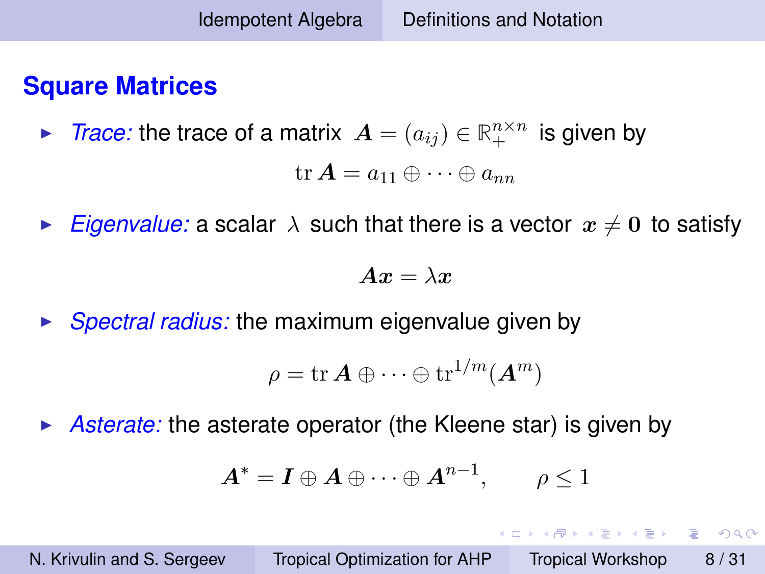## Square Matrices

- *Trace:* the trace of a matrix $\boldsymbol{A} = (a_{ij}) \in \mathbb{R}_{+}^{n\times n}$ is given by

$$\operatorname{tr} \boldsymbol{A} = a_{11} \oplus \cdots \oplus a_{nn}$$

- *Eigenvalue:* a scalar $\lambda$ such that there is a vector $\boldsymbol{x} \neq \boldsymbol{0}$ to satisfy

$$\boldsymbol{A}\boldsymbol{x} = \lambda \boldsymbol{x}$$

- *Spectral radius:* the maximum eigenvalue given by

$$\rho = \operatorname{tr} \boldsymbol{A} \oplus \cdots \oplus \operatorname{tr}^{1/m}(\boldsymbol{A}^{m})$$

- *Asterate:* the asterate operator (the Kleene star) is given by

$$\boldsymbol{A}^{*} = \boldsymbol{I} \oplus \boldsymbol{A} \oplus \cdots \oplus \boldsymbol{A}^{n-1}, \qquad \rho \leq 1$$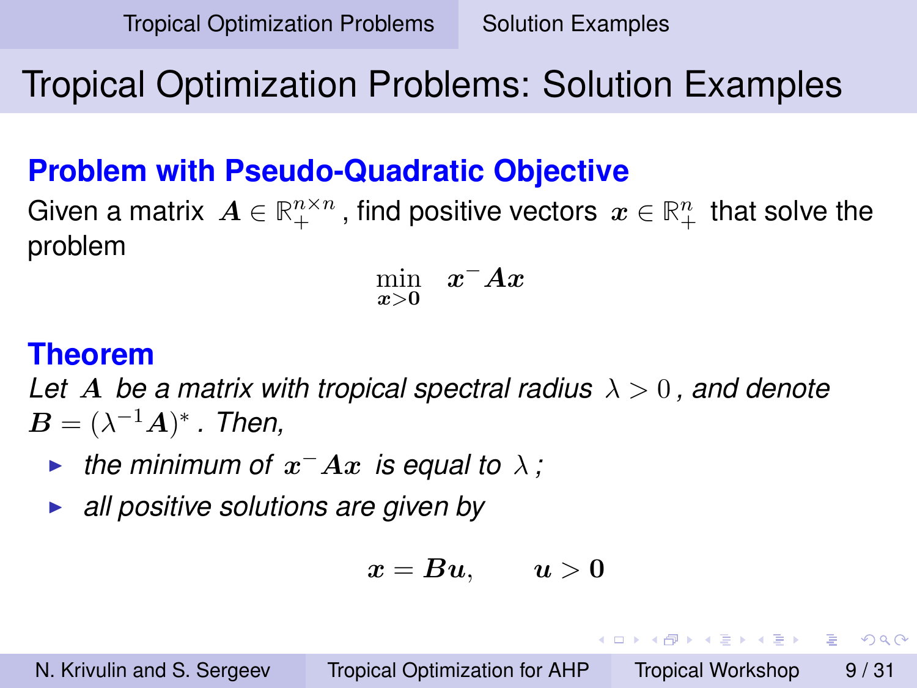# Tropical Optimization Problems: Solution Examples

## Problem with Pseudo-Quadratic Objective

Given a matrix $\boldsymbol{A} \in \mathbb{R}_{+}^{n \times n}$, find positive vectors $\boldsymbol{x} \in \mathbb{R}_{+}^{n}$ that solve the problem

$$\min_{\boldsymbol{x} > \boldsymbol{0}} \quad \boldsymbol{x}^{-} \boldsymbol{A} \boldsymbol{x}$$

## Theorem

*Let $\boldsymbol{A}$ be a matrix with tropical spectral radius $\lambda > 0$, and denote $\boldsymbol{B} = (\lambda^{-1} \boldsymbol{A})^{*}$. Then,*

- *the minimum of $\boldsymbol{x}^{-} \boldsymbol{A} \boldsymbol{x}$ is equal to $\lambda$;*
- *all positive solutions are given by*

$$\boldsymbol{x} = \boldsymbol{B} \boldsymbol{u}, \qquad \boldsymbol{u} > \boldsymbol{0}$$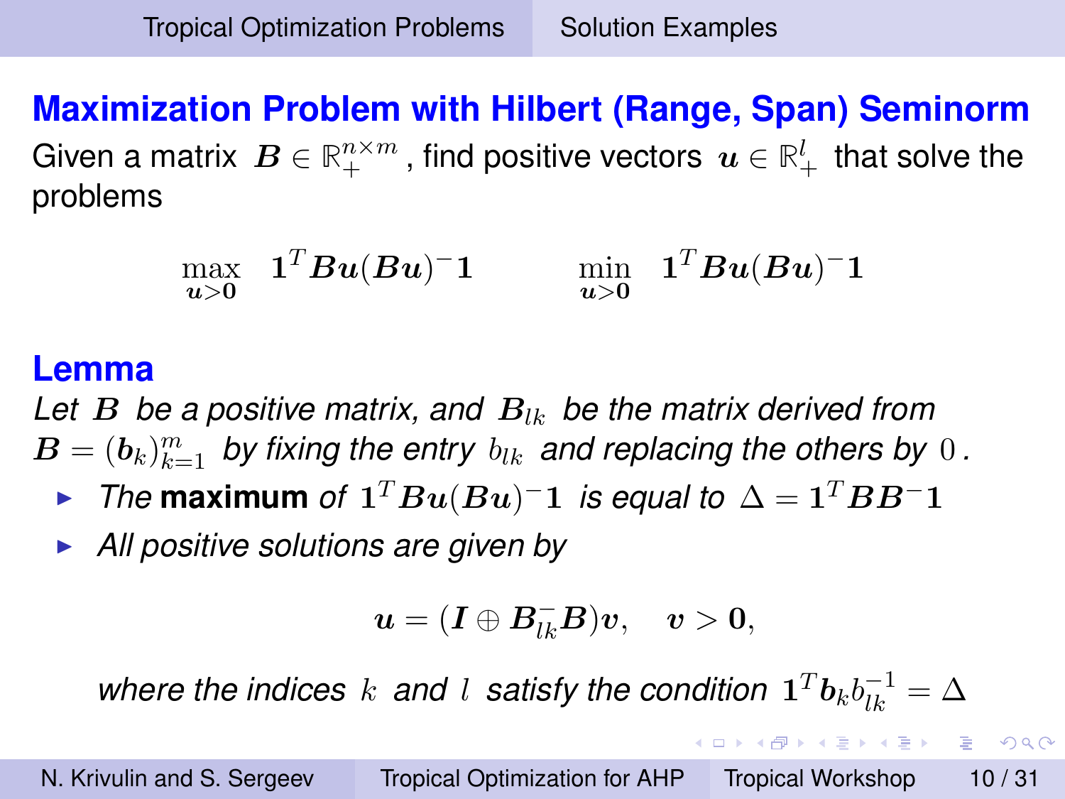## Maximization Problem with Hilbert (Range, Span) Seminorm

Given a matrix $\boldsymbol{B} \in \mathbb{R}_{+}^{n\times m}$, find positive vectors $\boldsymbol{u} \in \mathbb{R}_{+}^{l}$ that solve the problems

$$\max_{\boldsymbol{u}>\boldsymbol{0}} \quad \boldsymbol{1}^T\boldsymbol{B}\boldsymbol{u}(\boldsymbol{B}\boldsymbol{u})^{-}\boldsymbol{1} \qquad\qquad \min_{\boldsymbol{u}>\boldsymbol{0}} \quad \boldsymbol{1}^T\boldsymbol{B}\boldsymbol{u}(\boldsymbol{B}\boldsymbol{u})^{-}\boldsymbol{1}$$

## Lemma

*Let $\boldsymbol{B}$ be a positive matrix, and $\boldsymbol{B}_{lk}$ be the matrix derived from $\boldsymbol{B} = (\boldsymbol{b}_k)_{k=1}^{m}$ by fixing the entry $b_{lk}$ and replacing the others by $0$.*

- *The* **maximum** *of $\boldsymbol{1}^T\boldsymbol{B}\boldsymbol{u}(\boldsymbol{B}\boldsymbol{u})^{-}\boldsymbol{1}$ is equal to $\Delta = \boldsymbol{1}^T\boldsymbol{B}\boldsymbol{B}^{-}\boldsymbol{1}$*
- *All positive solutions are given by*

$$\boldsymbol{u} = (\boldsymbol{I} \oplus \boldsymbol{B}_{lk}^{-}\boldsymbol{B})\boldsymbol{v}, \quad \boldsymbol{v} > \boldsymbol{0},$$

*where the indices $k$ and $l$ satisfy the condition $\boldsymbol{1}^T\boldsymbol{b}_k b_{lk}^{-1} = \Delta$*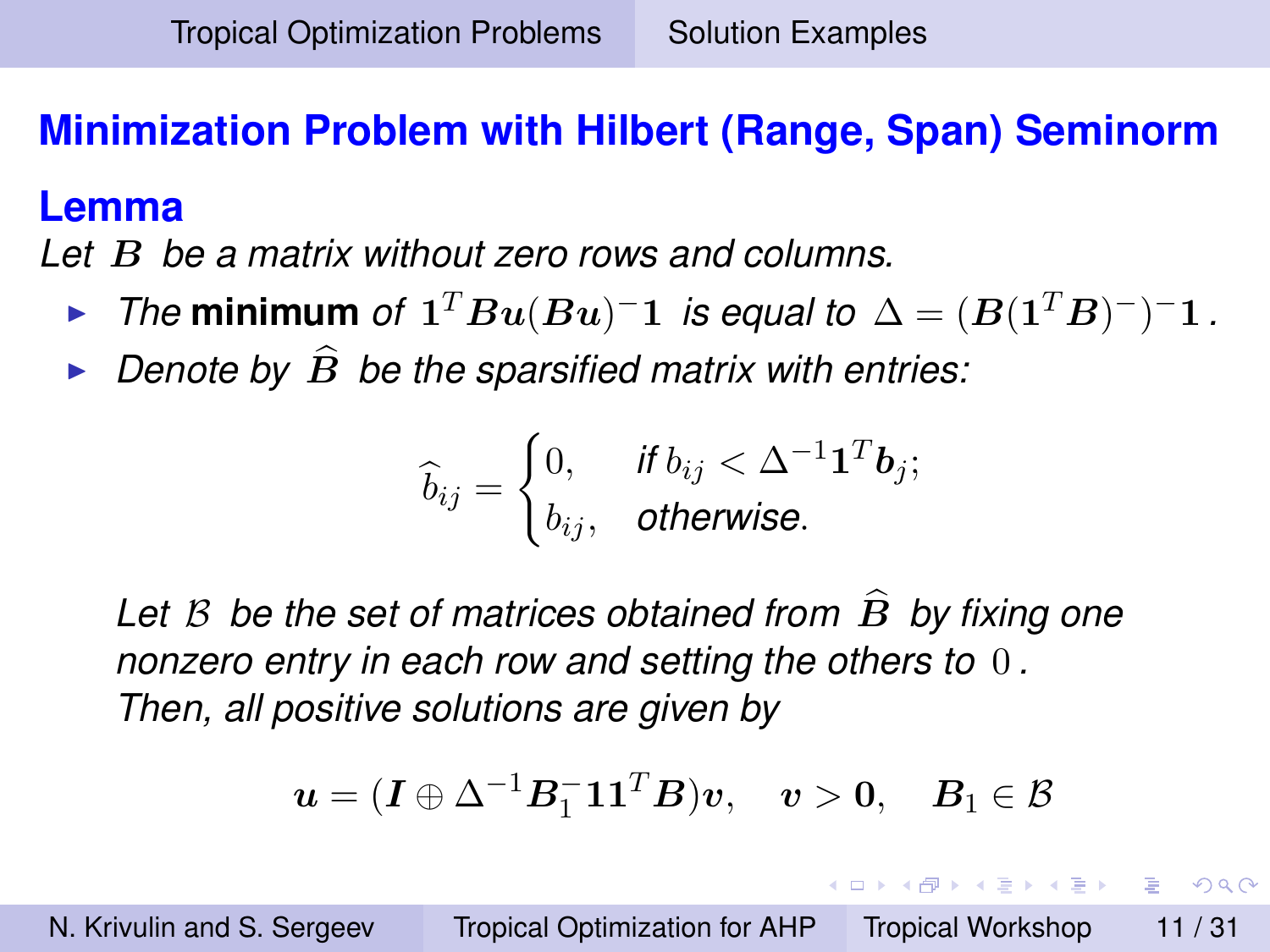## Minimization Problem with Hilbert (Range, Span) Seminorm

### Lemma

*Let $\boldsymbol{B}$ be a matrix without zero rows and columns.*

- *The* **minimum** *of* $\boldsymbol{1}^T \boldsymbol{B}\boldsymbol{u}(\boldsymbol{B}\boldsymbol{u})^{-}\boldsymbol{1}$ *is equal to* $\Delta = (\boldsymbol{B}(\boldsymbol{1}^T\boldsymbol{B})^{-})^{-}\boldsymbol{1}$.
- *Denote by* $\widehat{\boldsymbol{B}}$ *be the sparsified matrix with entries:*

$$\widehat{b}_{ij} = \begin{cases} 0, & \text{if } b_{ij} < \Delta^{-1}\boldsymbol{1}^T\boldsymbol{b}_j; \\ b_{ij}, & \text{otherwise.} \end{cases}$$

*Let $\mathcal{B}$ be the set of matrices obtained from $\widehat{\boldsymbol{B}}$ by fixing one nonzero entry in each row and setting the others to $0$. Then, all positive solutions are given by*

$$\boldsymbol{u} = (\boldsymbol{I} \oplus \Delta^{-1}\boldsymbol{B}_1^{-}\boldsymbol{1}\boldsymbol{1}^T\boldsymbol{B})\boldsymbol{v}, \quad \boldsymbol{v} > \boldsymbol{0}, \quad \boldsymbol{B}_1 \in \mathcal{B}$$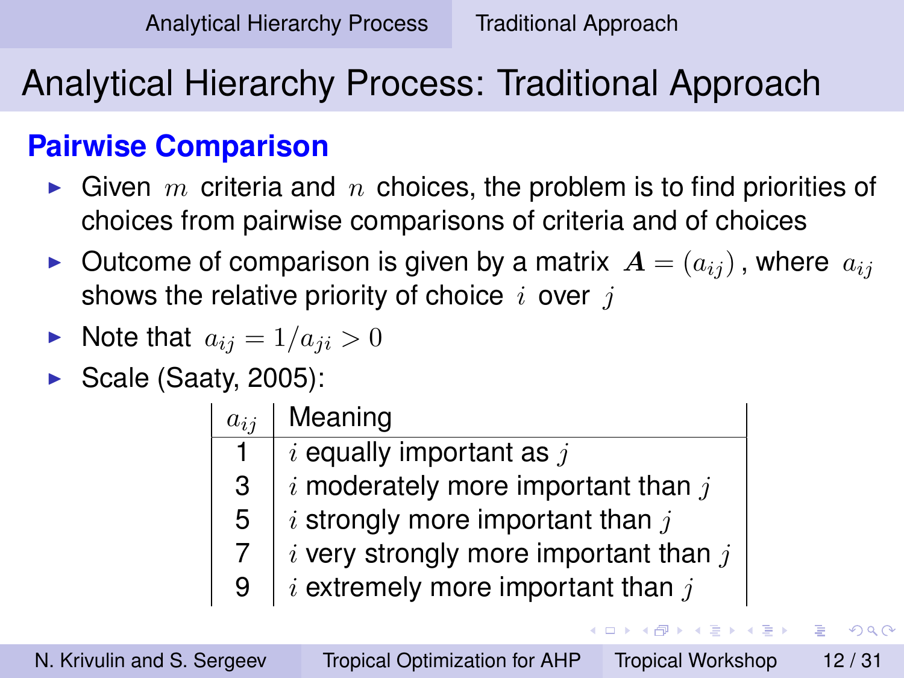# Analytical Hierarchy Process: Traditional Approach

## Pairwise Comparison

- Given $m$ criteria and $n$ choices, the problem is to find priorities of choices from pairwise comparisons of criteria and of choices
- Outcome of comparison is given by a matrix $\boldsymbol{A} = (a_{ij})$, where $a_{ij}$ shows the relative priority of choice $i$ over $j$
- Note that $a_{ij} = 1/a_{ji} > 0$
- Scale (Saaty, 2005):

| $a_{ij}$ | Meaning |
|---|---|
| 1 | $i$ equally important as $j$ |
| 3 | $i$ moderately more important than $j$ |
| 5 | $i$ strongly more important than $j$ |
| 7 | $i$ very strongly more important than $j$ |
| 9 | $i$ extremely more important than $j$ |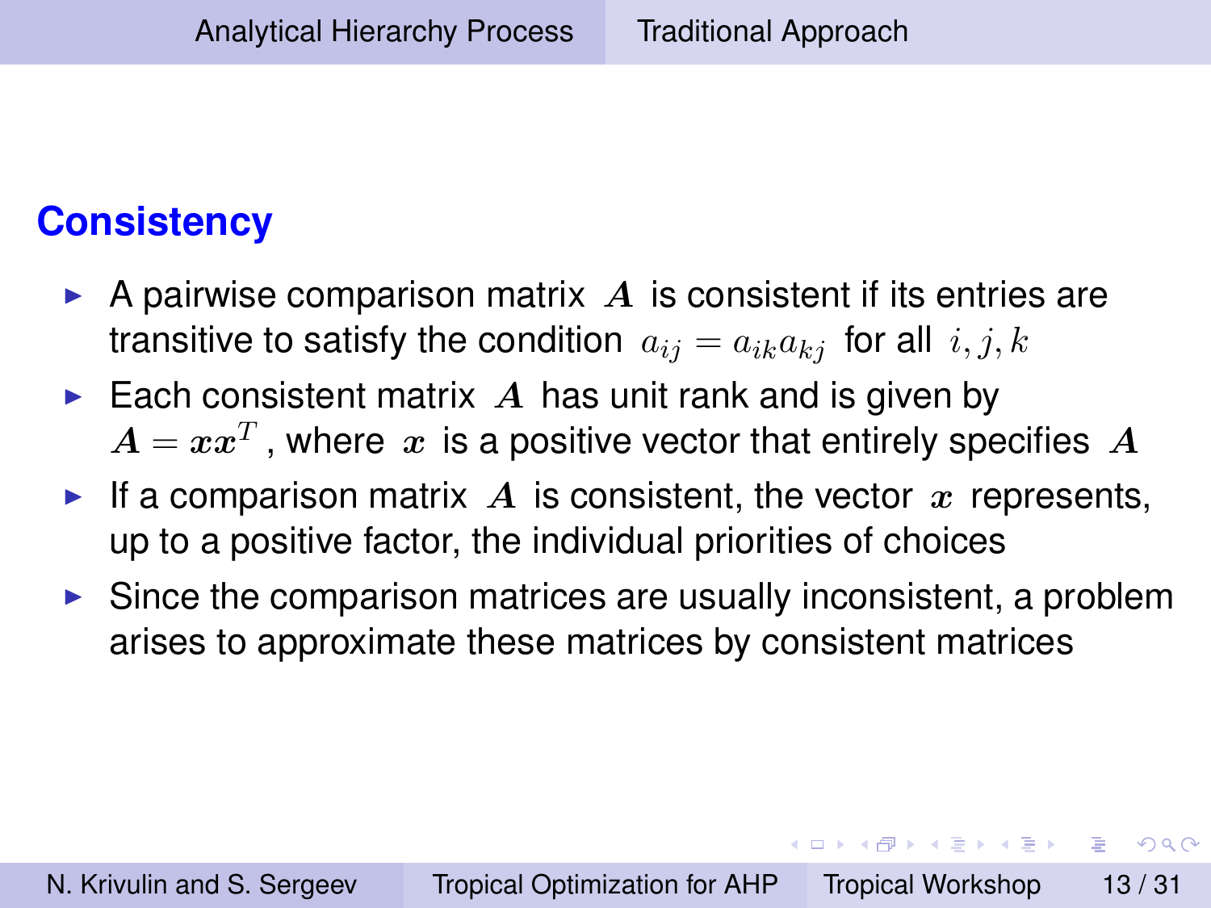## Consistency

- A pairwise comparison matrix $\boldsymbol{A}$ is consistent if its entries are transitive to satisfy the condition $a_{ij} = a_{ik}a_{kj}$ for all $i, j, k$
- Each consistent matrix $\boldsymbol{A}$ has unit rank and is given by $\boldsymbol{A} = \boldsymbol{x}\boldsymbol{x}^T$, where $\boldsymbol{x}$ is a positive vector that entirely specifies $\boldsymbol{A}$
- If a comparison matrix $\boldsymbol{A}$ is consistent, the vector $\boldsymbol{x}$ represents, up to a positive factor, the individual priorities of choices
- Since the comparison matrices are usually inconsistent, a problem arises to approximate these matrices by consistent matrices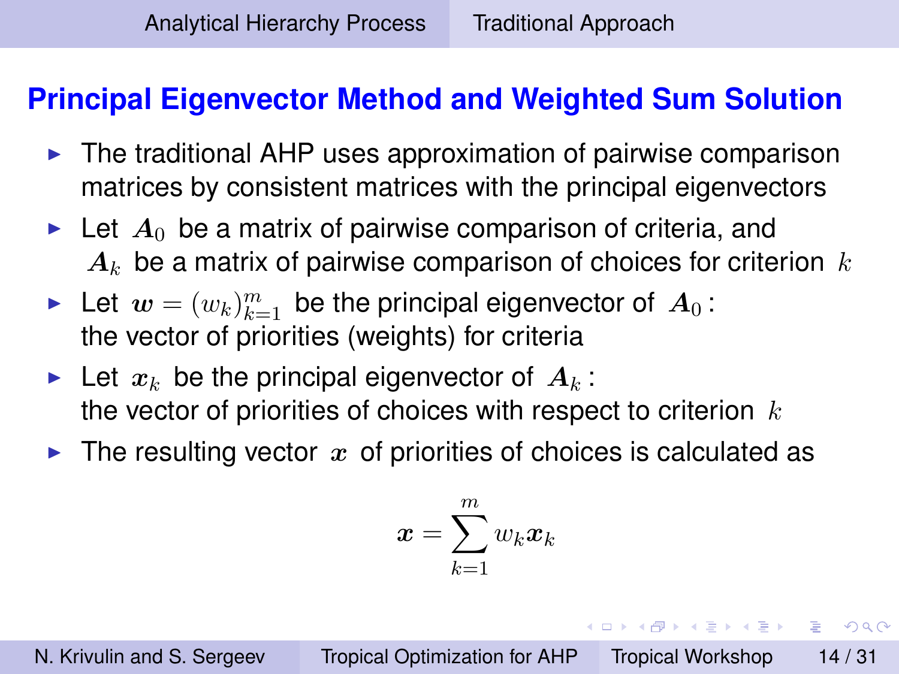## Principal Eigenvector Method and Weighted Sum Solution

- The traditional AHP uses approximation of pairwise comparison matrices by consistent matrices with the principal eigenvectors
- Let $\boldsymbol{A}_0$ be a matrix of pairwise comparison of criteria, and $\boldsymbol{A}_k$ be a matrix of pairwise comparison of choices for criterion $k$
- Let $\boldsymbol{w} = (w_k)_{k=1}^m$ be the principal eigenvector of $\boldsymbol{A}_0$: the vector of priorities (weights) for criteria
- Let $\boldsymbol{x}_k$ be the principal eigenvector of $\boldsymbol{A}_k$: the vector of priorities of choices with respect to criterion $k$
- The resulting vector $\boldsymbol{x}$ of priorities of choices is calculated as

$$\boldsymbol{x} = \sum_{k=1}^{m} w_k \boldsymbol{x}_k$$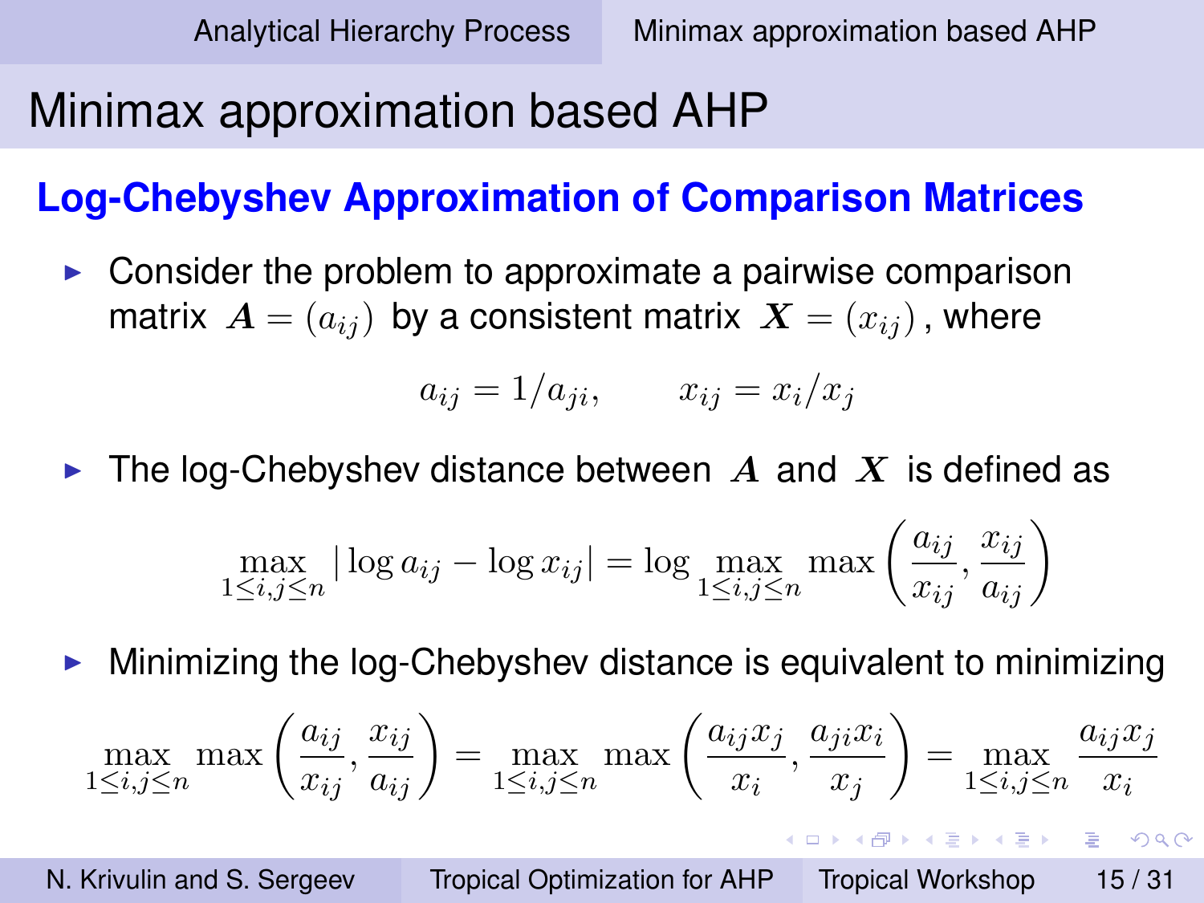# Minimax approximation based AHP

## Log-Chebyshev Approximation of Comparison Matrices

- Consider the problem to approximate a pairwise comparison matrix $\boldsymbol{A} = (a_{ij})$ by a consistent matrix $\boldsymbol{X} = (x_{ij})$, where

$$a_{ij} = 1/a_{ji}, \qquad x_{ij} = x_i/x_j$$

- The log-Chebyshev distance between $\boldsymbol{A}$ and $\boldsymbol{X}$ is defined as

$$\max_{1 \leq i,j \leq n} |\log a_{ij} - \log x_{ij}| = \log \max_{1 \leq i,j \leq n} \max\left(\frac{a_{ij}}{x_{ij}}, \frac{x_{ij}}{a_{ij}}\right)$$

- Minimizing the log-Chebyshev distance is equivalent to minimizing

$$\max_{1 \leq i,j \leq n} \max\left(\frac{a_{ij}}{x_{ij}}, \frac{x_{ij}}{a_{ij}}\right) = \max_{1 \leq i,j \leq n} \max\left(\frac{a_{ij}x_j}{x_i}, \frac{a_{ji}x_i}{x_j}\right) = \max_{1 \leq i,j \leq n} \frac{a_{ij}x_j}{x_i}$$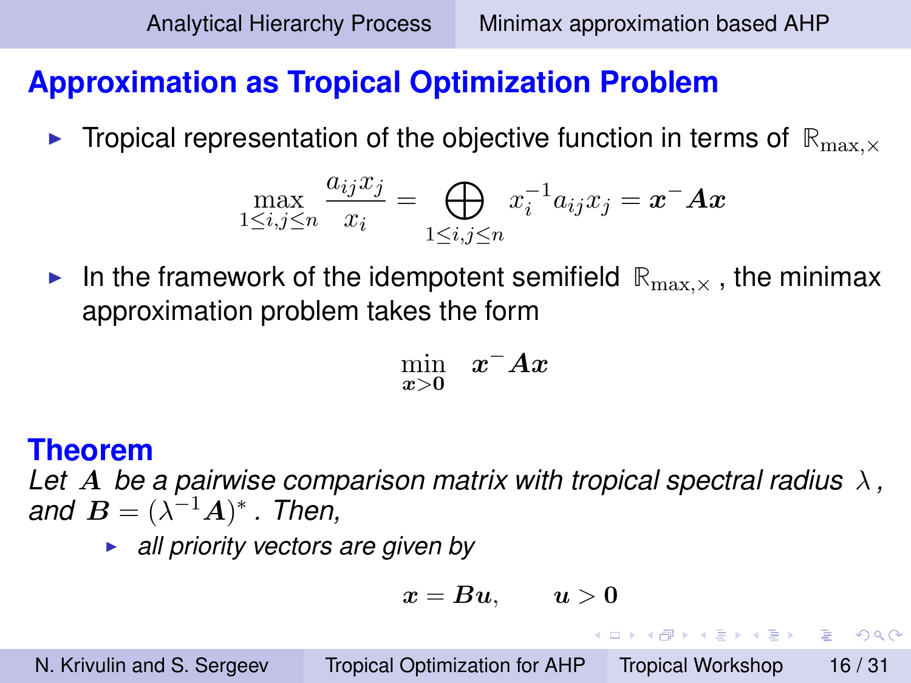## Approximation as Tropical Optimization Problem

- Tropical representation of the objective function in terms of $\mathbb{R}_{\max,\times}$

$$\max_{1\le i,j\le n} \frac{a_{ij}x_j}{x_i} = \bigoplus_{1\le i,j\le n} x_i^{-1}a_{ij}x_j = \boldsymbol{x}^{-}\boldsymbol{A}\boldsymbol{x}$$

- In the framework of the idempotent semifield $\mathbb{R}_{\max,\times}$, the minimax approximation problem takes the form

$$\min_{\boldsymbol{x}>\boldsymbol{0}} \quad \boldsymbol{x}^{-}\boldsymbol{A}\boldsymbol{x}$$

### Theorem

*Let $\boldsymbol{A}$ be a pairwise comparison matrix with tropical spectral radius $\lambda$, and $\boldsymbol{B} = (\lambda^{-1}\boldsymbol{A})^{*}$. Then,*

- *all priority vectors are given by*

$$\boldsymbol{x} = \boldsymbol{B}\boldsymbol{u}, \qquad \boldsymbol{u} > \boldsymbol{0}$$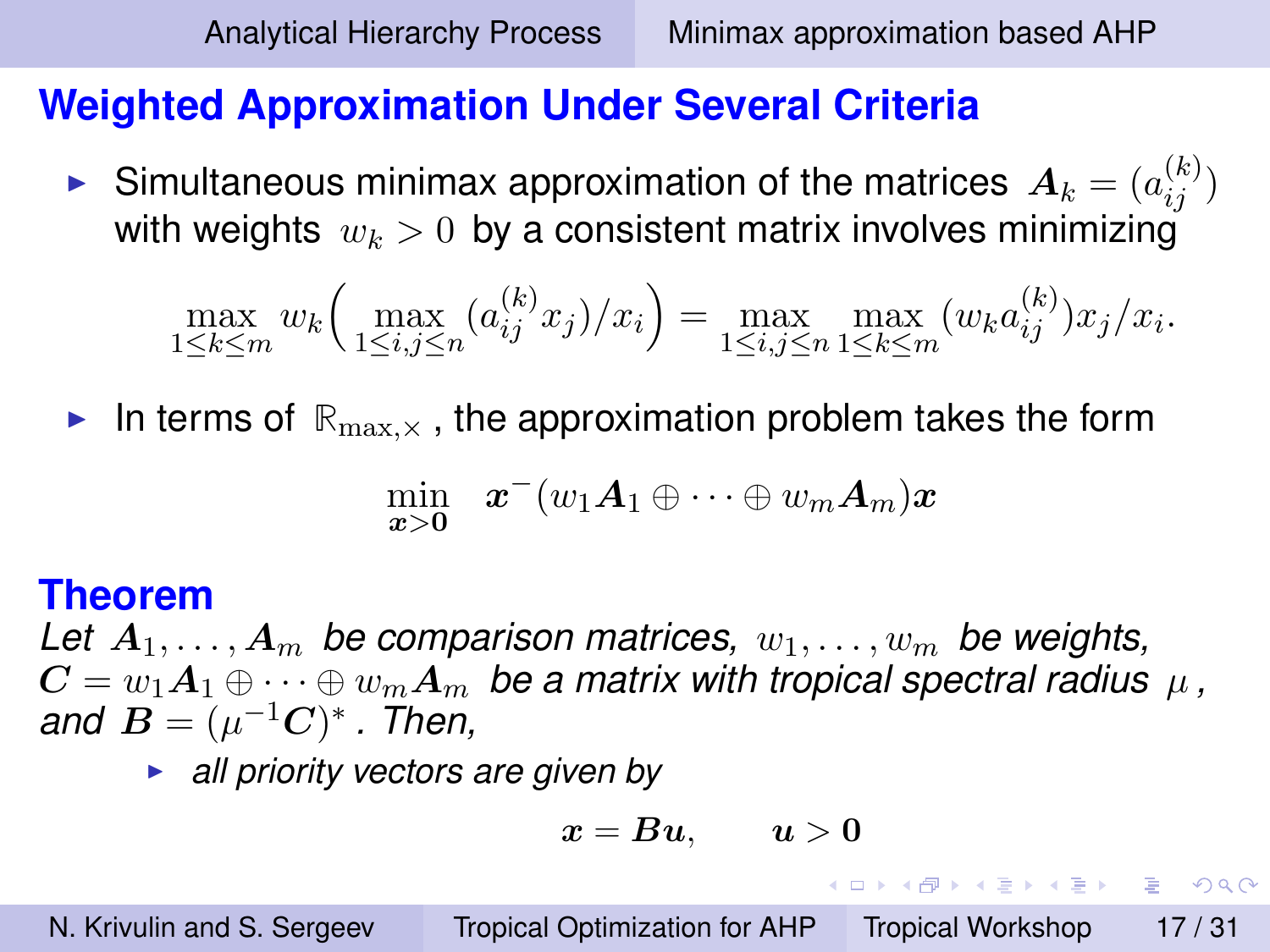## Weighted Approximation Under Several Criteria

- Simultaneous minimax approximation of the matrices $\boldsymbol{A}_k = (a_{ij}^{(k)})$ with weights $w_k > 0$ by a consistent matrix involves minimizing

$$\max_{1\leq k\leq m} w_k\Big(\max_{1\leq i,j\leq n}(a_{ij}^{(k)}x_j)/x_i\Big) = \max_{1\leq i,j\leq n}\max_{1\leq k\leq m}(w_k a_{ij}^{(k)})x_j/x_i.$$

- In terms of $\mathbb{R}_{\max,\times}$, the approximation problem takes the form

$$\min_{\boldsymbol{x}>\boldsymbol{0}} \quad \boldsymbol{x}^{-}(w_1\boldsymbol{A}_1\oplus\cdots\oplus w_m\boldsymbol{A}_m)\boldsymbol{x}$$

### Theorem

*Let $\boldsymbol{A}_1,\ldots,\boldsymbol{A}_m$ be comparison matrices, $w_1,\ldots,w_m$ be weights, $\boldsymbol{C} = w_1\boldsymbol{A}_1\oplus\cdots\oplus w_m\boldsymbol{A}_m$ be a matrix with tropical spectral radius $\mu$, and $\boldsymbol{B} = (\mu^{-1}\boldsymbol{C})^*$. Then,*

- *all priority vectors are given by*

$$\boldsymbol{x} = \boldsymbol{B}\boldsymbol{u}, \qquad \boldsymbol{u} > \boldsymbol{0}$$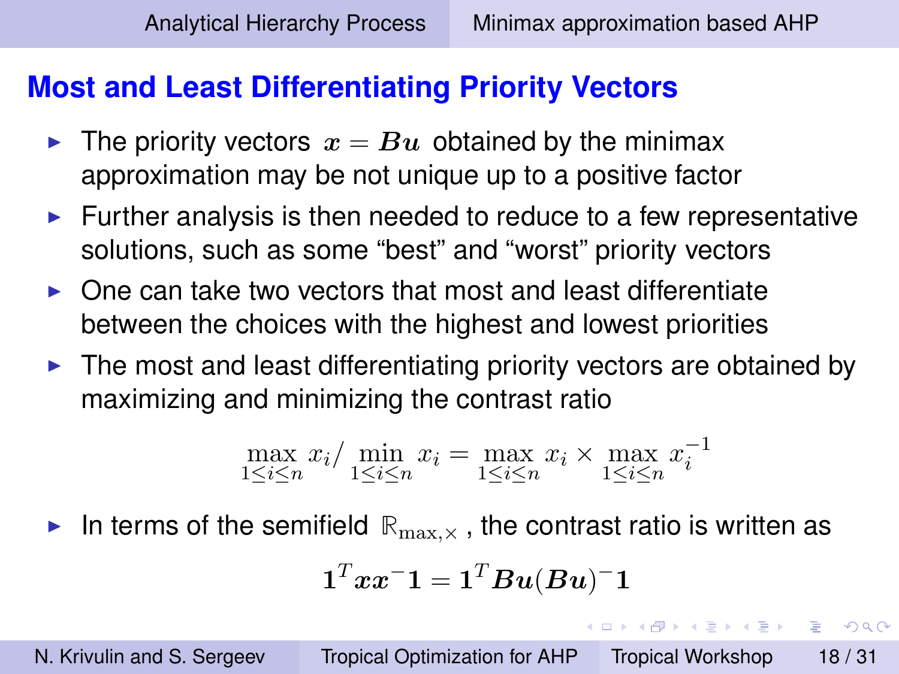## Most and Least Differentiating Priority Vectors

- The priority vectors $\boldsymbol{x} = \boldsymbol{B}\boldsymbol{u}$ obtained by the minimax approximation may be not unique up to a positive factor
- Further analysis is then needed to reduce to a few representative solutions, such as some "best" and "worst" priority vectors
- One can take two vectors that most and least differentiate between the choices with the highest and lowest priorities
- The most and least differentiating priority vectors are obtained by maximizing and minimizing the contrast ratio

$$\max_{1 \leq i \leq n} x_i / \min_{1 \leq i \leq n} x_i = \max_{1 \leq i \leq n} x_i \times \max_{1 \leq i \leq n} x_i^{-1}$$

- In terms of the semifield $\mathbb{R}_{\max,\times}$, the contrast ratio is written as

$$\boldsymbol{1}^T \boldsymbol{x}\boldsymbol{x}^{-}\boldsymbol{1} = \boldsymbol{1}^T \boldsymbol{B}\boldsymbol{u}(\boldsymbol{B}\boldsymbol{u})^{-}\boldsymbol{1}$$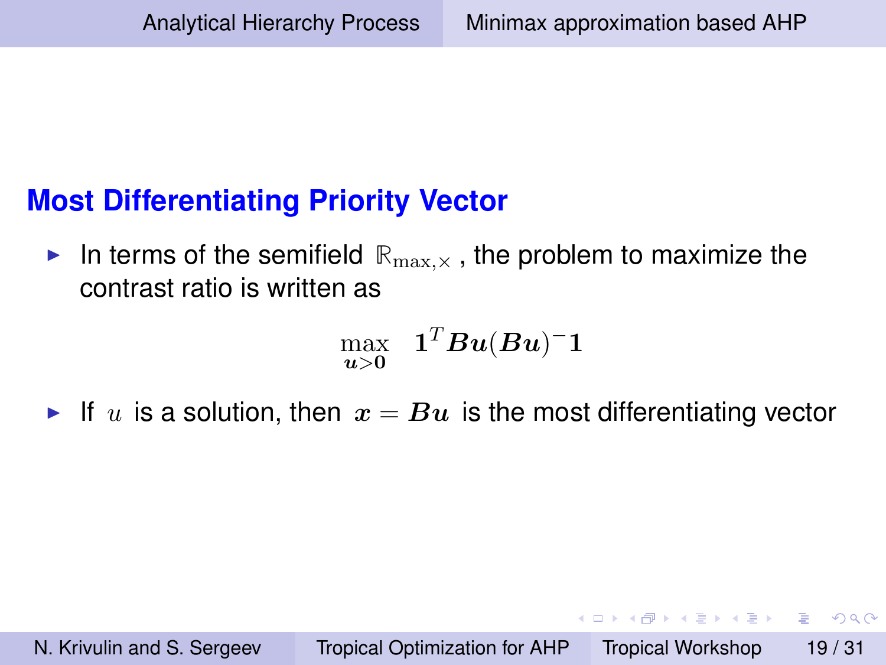## Most Differentiating Priority Vector

- In terms of the semifield $\mathbb{R}_{\max,\times}$, the problem to maximize the contrast ratio is written as

$$\max_{\boldsymbol{u}>\boldsymbol{0}} \quad \boldsymbol{1}^T \boldsymbol{B}\boldsymbol{u}(\boldsymbol{B}\boldsymbol{u})^{-}\boldsymbol{1}$$

- If $u$ is a solution, then $\boldsymbol{x} = \boldsymbol{B}\boldsymbol{u}$ is the most differentiating vector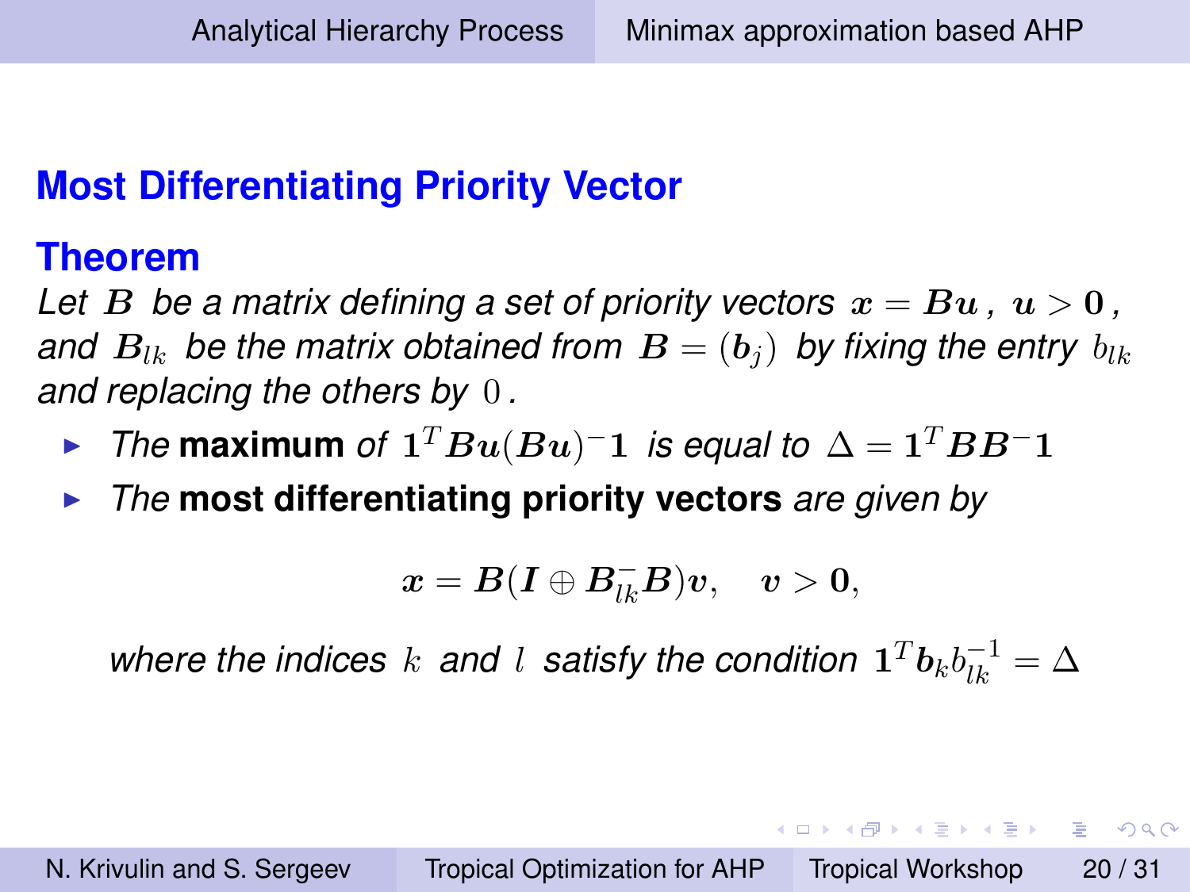## Most Differentiating Priority Vector

### Theorem

*Let $\boldsymbol{B}$ be a matrix defining a set of priority vectors $\boldsymbol{x} = \boldsymbol{B}\boldsymbol{u}$, $\boldsymbol{u} > \boldsymbol{0}$, and $\boldsymbol{B}_{lk}$ be the matrix obtained from $\boldsymbol{B} = (\boldsymbol{b}_j)$ by fixing the entry $b_{lk}$ and replacing the others by $0$.*

- *The* **maximum** *of $\boldsymbol{1}^T\boldsymbol{B}\boldsymbol{u}(\boldsymbol{B}\boldsymbol{u})^{-}\boldsymbol{1}$ is equal to $\Delta = \boldsymbol{1}^T\boldsymbol{B}\boldsymbol{B}^{-}\boldsymbol{1}$*
- *The* **most differentiating priority vectors** *are given by*

$$\boldsymbol{x} = \boldsymbol{B}(\boldsymbol{I} \oplus \boldsymbol{B}_{lk}^{-}\boldsymbol{B})\boldsymbol{v}, \quad \boldsymbol{v} > \boldsymbol{0},$$

*where the indices $k$ and $l$ satisfy the condition $\boldsymbol{1}^T\boldsymbol{b}_k b_{lk}^{-1} = \Delta$*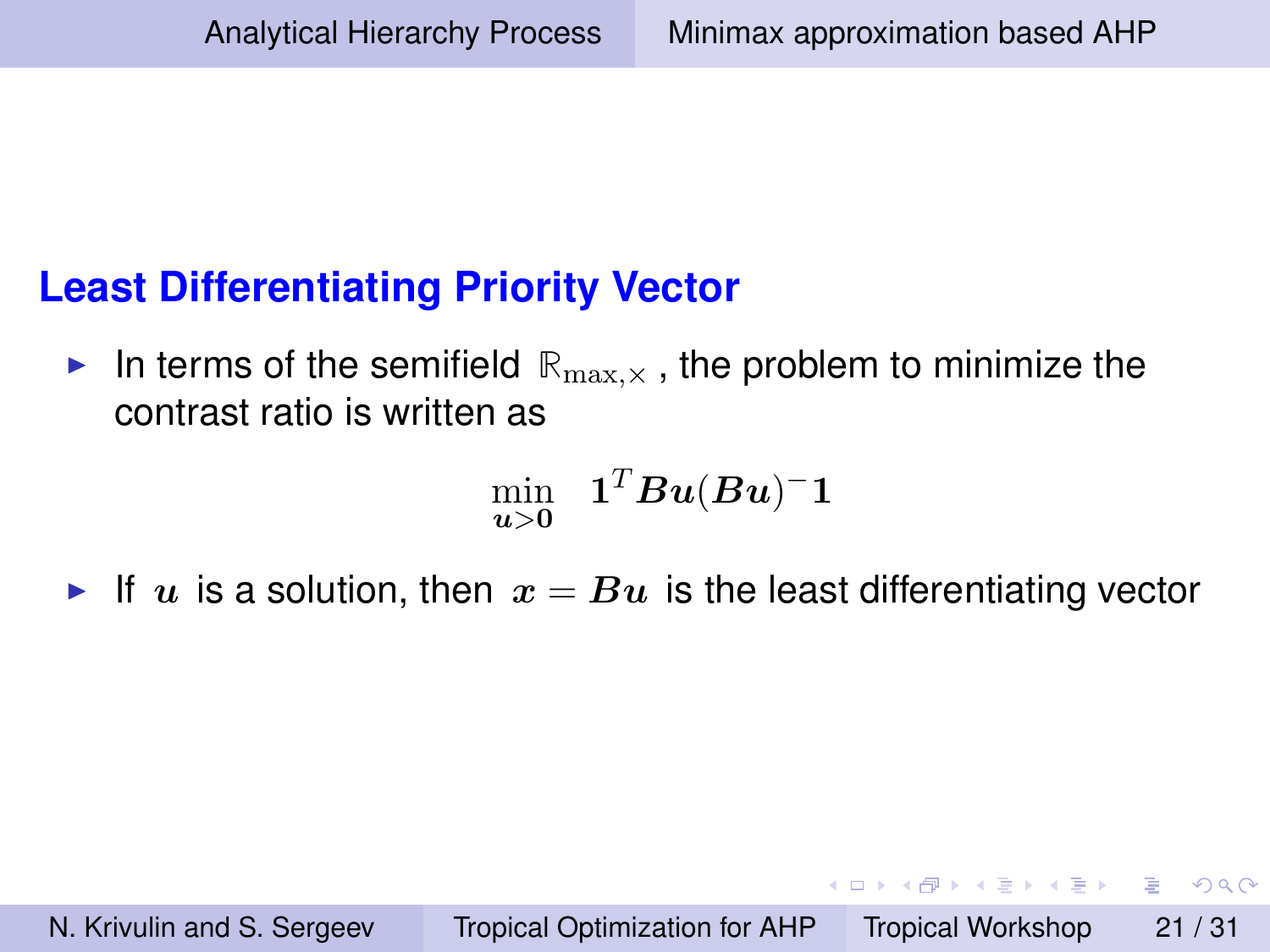## Least Differentiating Priority Vector

- In terms of the semifield $\mathbb{R}_{\max,\times}$, the problem to minimize the contrast ratio is written as

$$\min_{\boldsymbol{u}>\boldsymbol{0}} \quad \boldsymbol{1}^T\boldsymbol{B}\boldsymbol{u}(\boldsymbol{B}\boldsymbol{u})^{-}\boldsymbol{1}$$

- If $\boldsymbol{u}$ is a solution, then $\boldsymbol{x} = \boldsymbol{B}\boldsymbol{u}$ is the least differentiating vector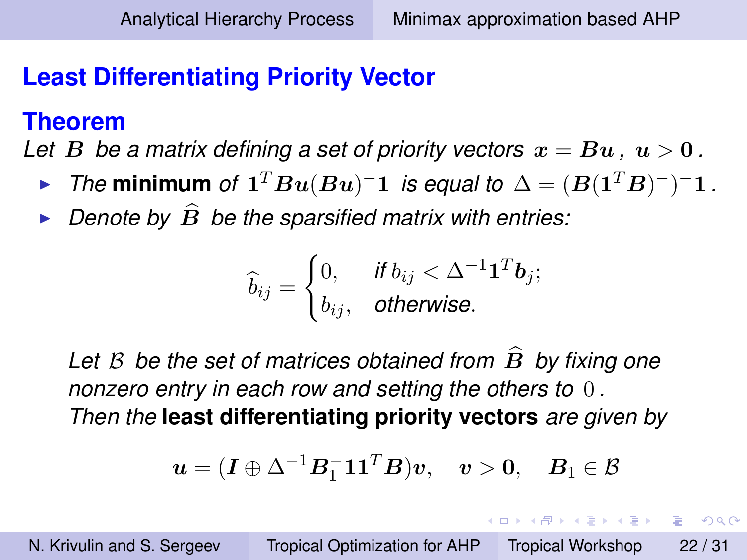## Least Differentiating Priority Vector

### Theorem

*Let $\boldsymbol{B}$ be a matrix defining a set of priority vectors $\boldsymbol{x} = \boldsymbol{B}\boldsymbol{u}$, $\boldsymbol{u} > \boldsymbol{0}$.*

- *The* **minimum** *of $\boldsymbol{1}^T \boldsymbol{B}\boldsymbol{u}(\boldsymbol{B}\boldsymbol{u})^{-}\boldsymbol{1}$ is equal to $\Delta = (\boldsymbol{B}(\boldsymbol{1}^T\boldsymbol{B})^{-})^{-}\boldsymbol{1}$.*
- *Denote by $\widehat{\boldsymbol{B}}$ be the sparsified matrix with entries:*

$$
\widehat{b}_{ij} = \begin{cases} 0, & \text{if } b_{ij} < \Delta^{-1}\boldsymbol{1}^T\boldsymbol{b}_j; \\ b_{ij}, & \text{otherwise}. \end{cases}
$$

*Let $\mathcal{B}$ be the set of matrices obtained from $\widehat{\boldsymbol{B}}$ by fixing one nonzero entry in each row and setting the others to $0$.*
*Then the* **least differentiating priority vectors** *are given by*

$$
\boldsymbol{u} = (\boldsymbol{I} \oplus \Delta^{-1}\boldsymbol{B}_1^{-}\boldsymbol{1}\boldsymbol{1}^T\boldsymbol{B})\boldsymbol{v}, \quad \boldsymbol{v} > \boldsymbol{0}, \quad \boldsymbol{B}_1 \in \mathcal{B}
$$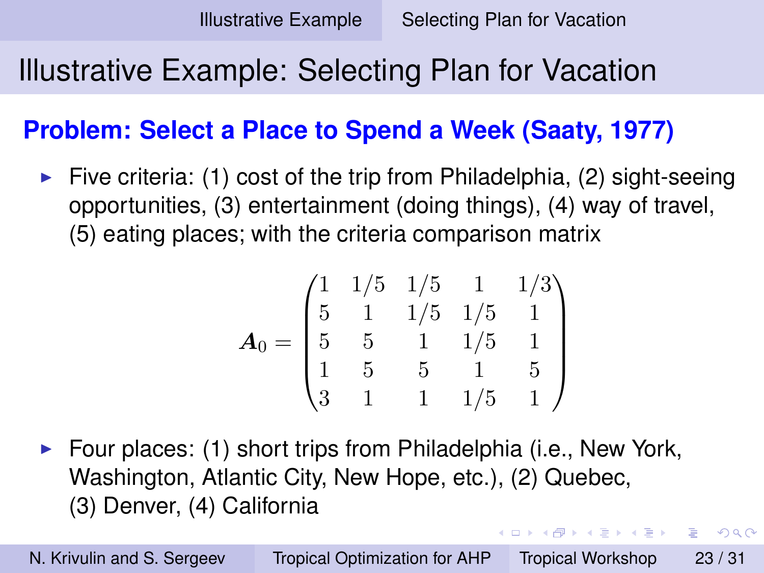# Illustrative Example: Selecting Plan for Vacation

## Problem: Select a Place to Spend a Week (Saaty, 1977)

- Five criteria: (1) cost of the trip from Philadelphia, (2) sight-seeing opportunities, (3) entertainment (doing things), (4) way of travel, (5) eating places; with the criteria comparison matrix

$$
\boldsymbol{A}_0 = \begin{pmatrix} 1 & 1/5 & 1/5 & 1 & 1/3 \\ 5 & 1 & 1/5 & 1/5 & 1 \\ 5 & 5 & 1 & 1/5 & 1 \\ 1 & 5 & 5 & 1 & 5 \\ 3 & 1 & 1 & 1/5 & 1 \end{pmatrix}
$$

- Four places: (1) short trips from Philadelphia (i.e., New York, Washington, Atlantic City, New Hope, etc.), (2) Quebec, (3) Denver, (4) California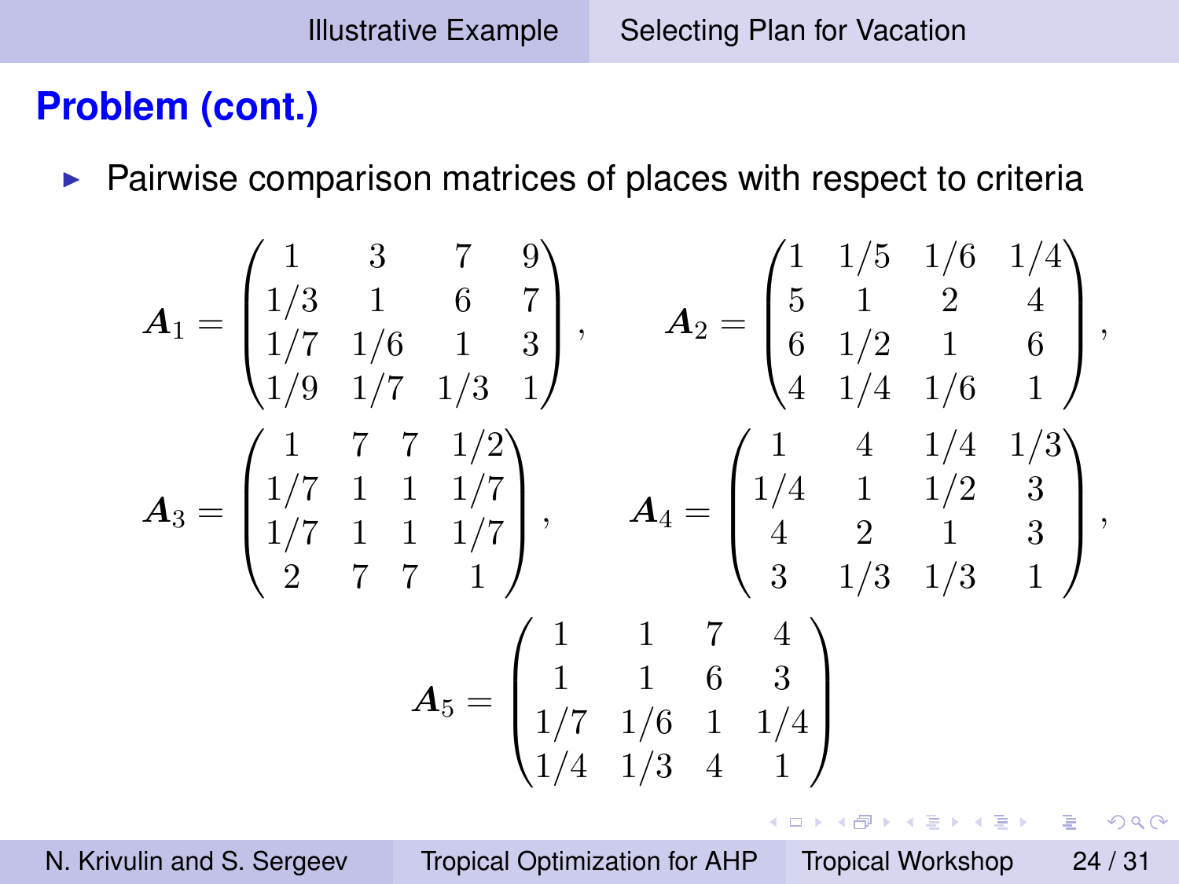## Problem (cont.)

- Pairwise comparison matrices of places with respect to criteria

$$
\boldsymbol{A}_1 = \begin{pmatrix} 1 & 3 & 7 & 9 \\ 1/3 & 1 & 6 & 7 \\ 1/7 & 1/6 & 1 & 3 \\ 1/9 & 1/7 & 1/3 & 1 \end{pmatrix}, \qquad \boldsymbol{A}_2 = \begin{pmatrix} 1 & 1/5 & 1/6 & 1/4 \\ 5 & 1 & 2 & 4 \\ 6 & 1/2 & 1 & 6 \\ 4 & 1/4 & 1/6 & 1 \end{pmatrix},
$$

$$
\boldsymbol{A}_3 = \begin{pmatrix} 1 & 7 & 7 & 1/2 \\ 1/7 & 1 & 1 & 1/7 \\ 1/7 & 1 & 1 & 1/7 \\ 2 & 7 & 7 & 1 \end{pmatrix}, \qquad \boldsymbol{A}_4 = \begin{pmatrix} 1 & 4 & 1/4 & 1/3 \\ 1/4 & 1 & 1/2 & 3 \\ 4 & 2 & 1 & 3 \\ 3 & 1/3 & 1/3 & 1 \end{pmatrix},
$$

$$
\boldsymbol{A}_5 = \begin{pmatrix} 1 & 1 & 7 & 4 \\ 1 & 1 & 6 & 3 \\ 1/7 & 1/6 & 1 & 1/4 \\ 1/4 & 1/3 & 4 & 1 \end{pmatrix}
$$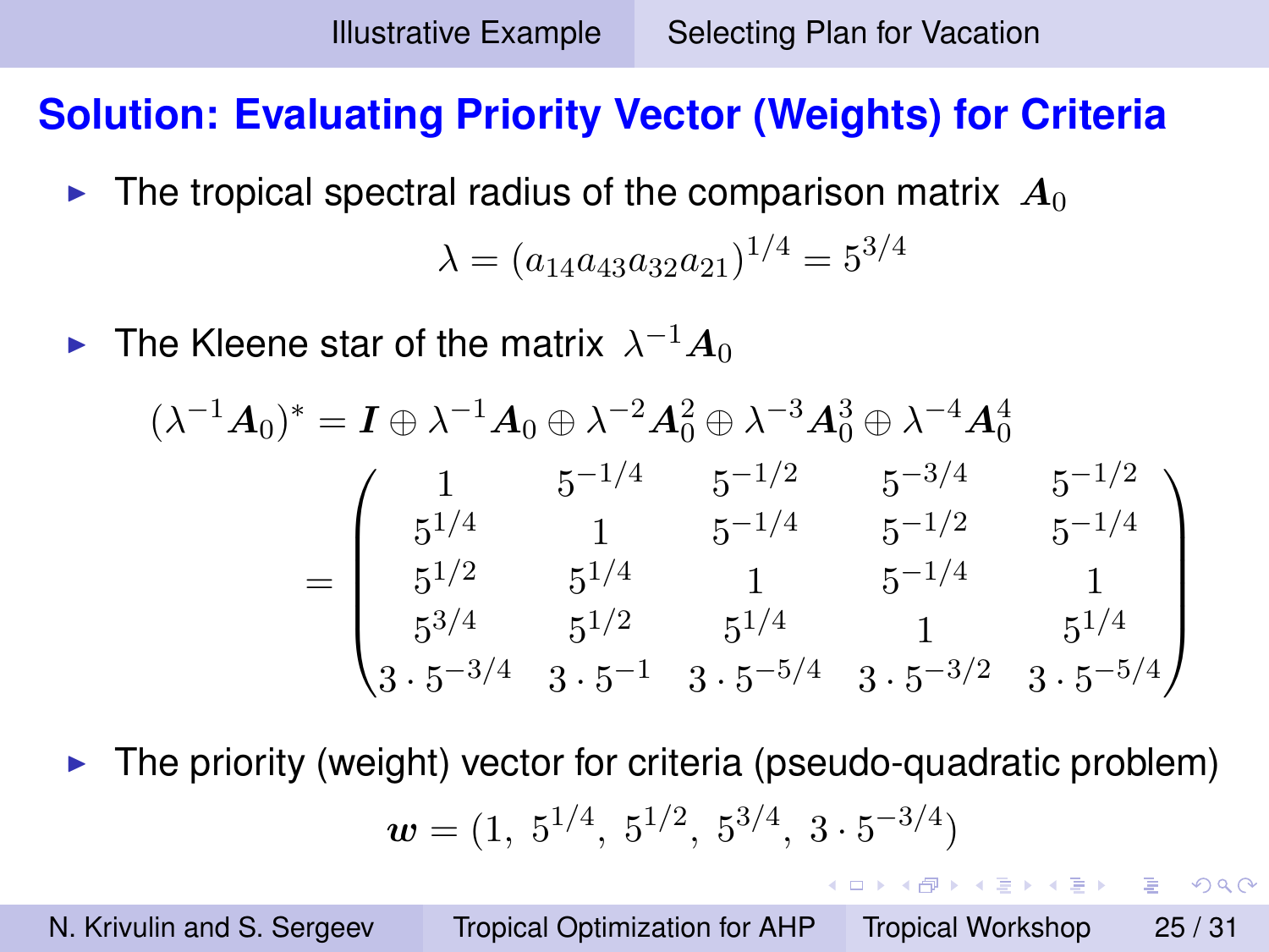## Solution: Evaluating Priority Vector (Weights) for Criteria

- The tropical spectral radius of the comparison matrix $\boldsymbol{A}_0$

$$\lambda = (a_{14}a_{43}a_{32}a_{21})^{1/4} = 5^{3/4}$$

- The Kleene star of the matrix $\lambda^{-1}\boldsymbol{A}_0$

$$(\lambda^{-1}\boldsymbol{A}_0)^* = \boldsymbol{I} \oplus \lambda^{-1}\boldsymbol{A}_0 \oplus \lambda^{-2}\boldsymbol{A}_0^2 \oplus \lambda^{-3}\boldsymbol{A}_0^3 \oplus \lambda^{-4}\boldsymbol{A}_0^4$$

$$= \begin{pmatrix} 1 & 5^{-1/4} & 5^{-1/2} & 5^{-3/4} & 5^{-1/2} \\ 5^{1/4} & 1 & 5^{-1/4} & 5^{-1/2} & 5^{-1/4} \\ 5^{1/2} & 5^{1/4} & 1 & 5^{-1/4} & 1 \\ 5^{3/4} & 5^{1/2} & 5^{1/4} & 1 & 5^{1/4} \\ 3 \cdot 5^{-3/4} & 3 \cdot 5^{-1} & 3 \cdot 5^{-5/4} & 3 \cdot 5^{-3/2} & 3 \cdot 5^{-5/4} \end{pmatrix}$$

- The priority (weight) vector for criteria (pseudo-quadratic problem)

$$\boldsymbol{w} = (1,\ 5^{1/4},\ 5^{1/2},\ 5^{3/4},\ 3 \cdot 5^{-3/4})$$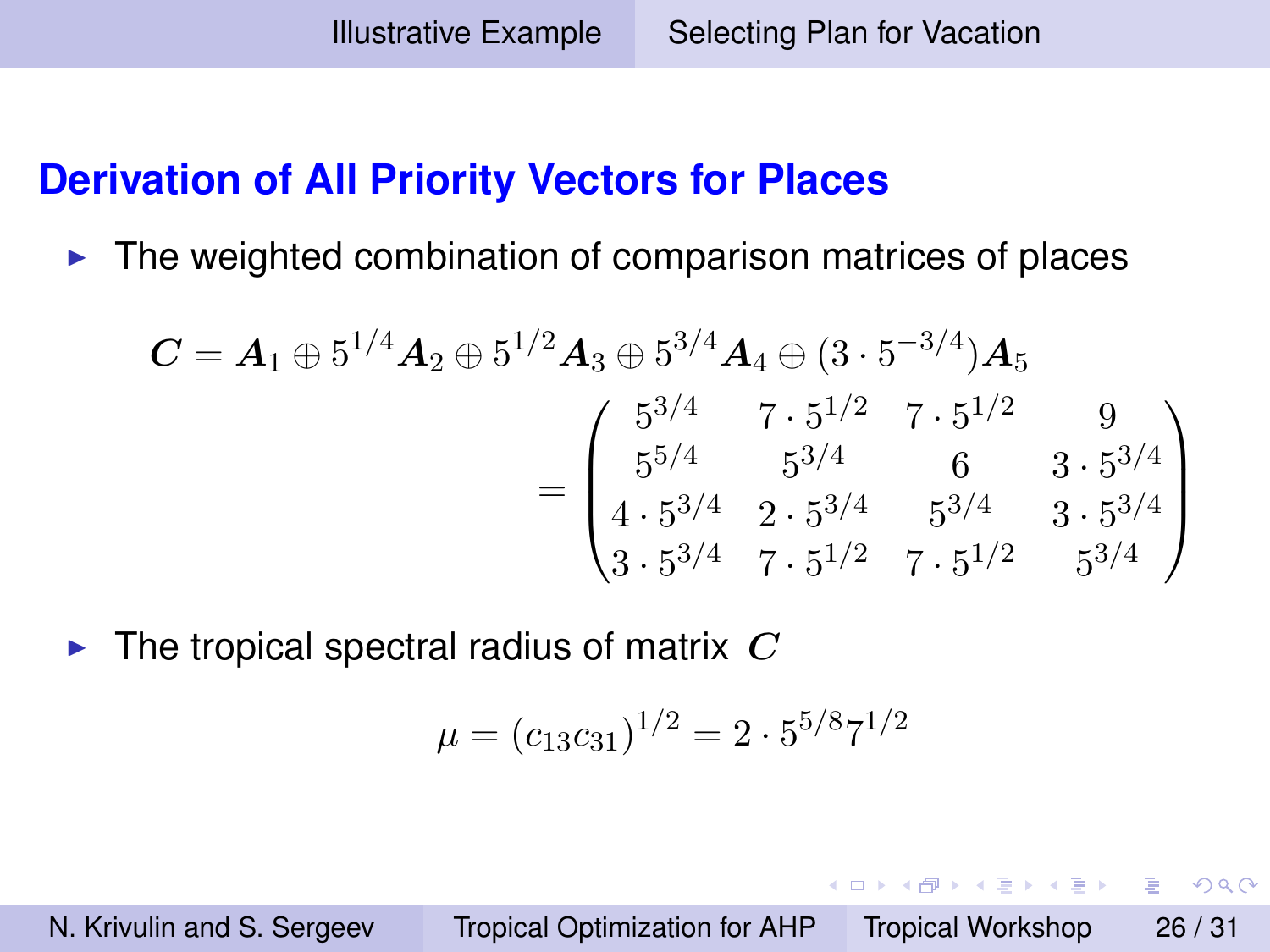## Derivation of All Priority Vectors for Places

- The weighted combination of comparison matrices of places

$$
\boldsymbol{C} = \boldsymbol{A}_1 \oplus 5^{1/4}\boldsymbol{A}_2 \oplus 5^{1/2}\boldsymbol{A}_3 \oplus 5^{3/4}\boldsymbol{A}_4 \oplus (3\cdot 5^{-3/4})\boldsymbol{A}_5
$$

$$
= \begin{pmatrix}
5^{3/4} & 7\cdot 5^{1/2} & 7\cdot 5^{1/2} & 9 \\
5^{5/4} & 5^{3/4} & 6 & 3\cdot 5^{3/4} \\
4\cdot 5^{3/4} & 2\cdot 5^{3/4} & 5^{3/4} & 3\cdot 5^{3/4} \\
3\cdot 5^{3/4} & 7\cdot 5^{1/2} & 7\cdot 5^{1/2} & 5^{3/4}
\end{pmatrix}
$$

- The tropical spectral radius of matrix $\boldsymbol{C}$

$$
\mu = (c_{13}c_{31})^{1/2} = 2\cdot 5^{5/8} 7^{1/2}
$$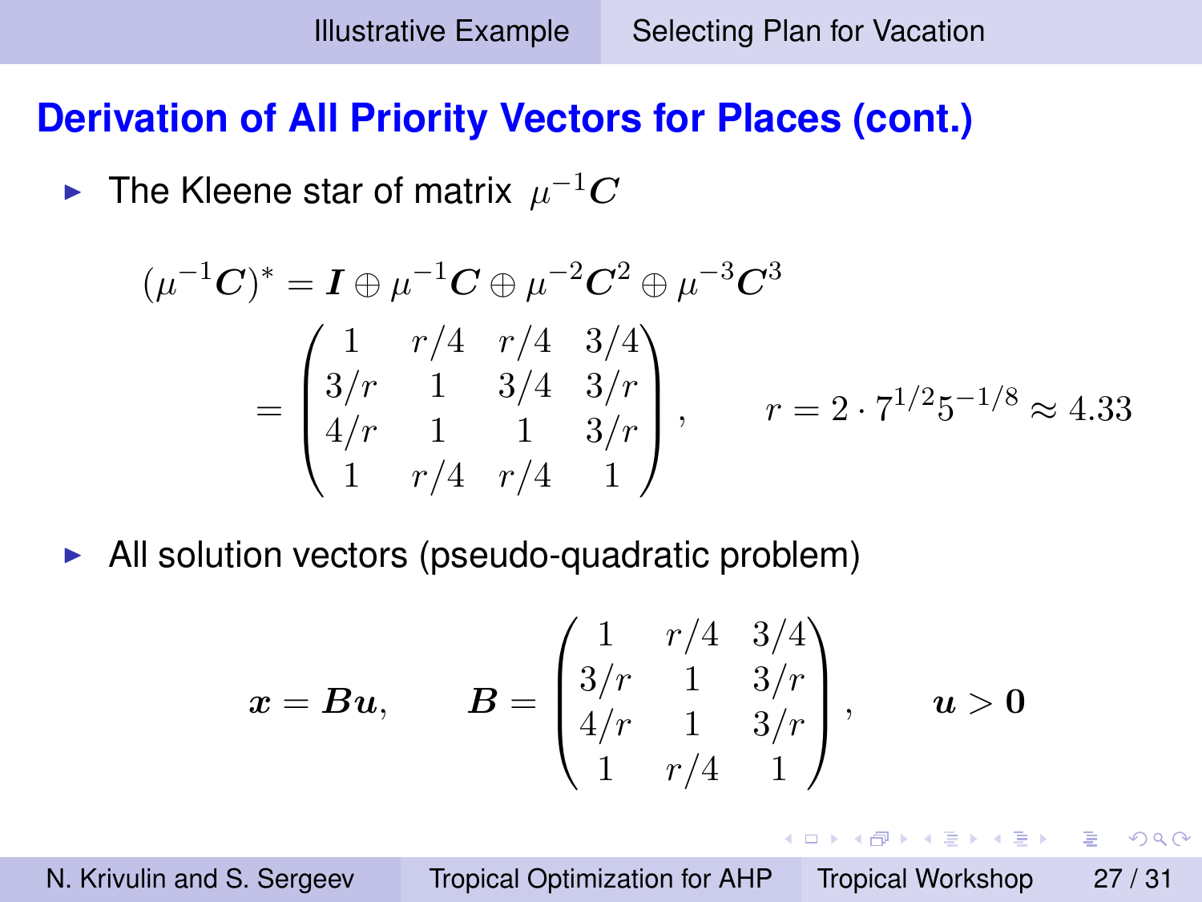## Derivation of All Priority Vectors for Places (cont.)

- The Kleene star of matrix $\mu^{-1}\boldsymbol{C}$

$$
(\mu^{-1}\boldsymbol{C})^{*} = \boldsymbol{I} \oplus \mu^{-1}\boldsymbol{C} \oplus \mu^{-2}\boldsymbol{C}^{2} \oplus \mu^{-3}\boldsymbol{C}^{3}
= \begin{pmatrix} 1 & r/4 & r/4 & 3/4 \\ 3/r & 1 & 3/4 & 3/r \\ 4/r & 1 & 1 & 3/r \\ 1 & r/4 & r/4 & 1 \end{pmatrix}, \qquad r = 2 \cdot 7^{1/2} 5^{-1/8} \approx 4.33
$$

- All solution vectors (pseudo-quadratic problem)

$$
\boldsymbol{x} = \boldsymbol{B}\boldsymbol{u}, \qquad \boldsymbol{B} = \begin{pmatrix} 1 & r/4 & 3/4 \\ 3/r & 1 & 3/r \\ 4/r & 1 & 3/r \\ 1 & r/4 & 1 \end{pmatrix}, \qquad \boldsymbol{u} > \boldsymbol{0}
$$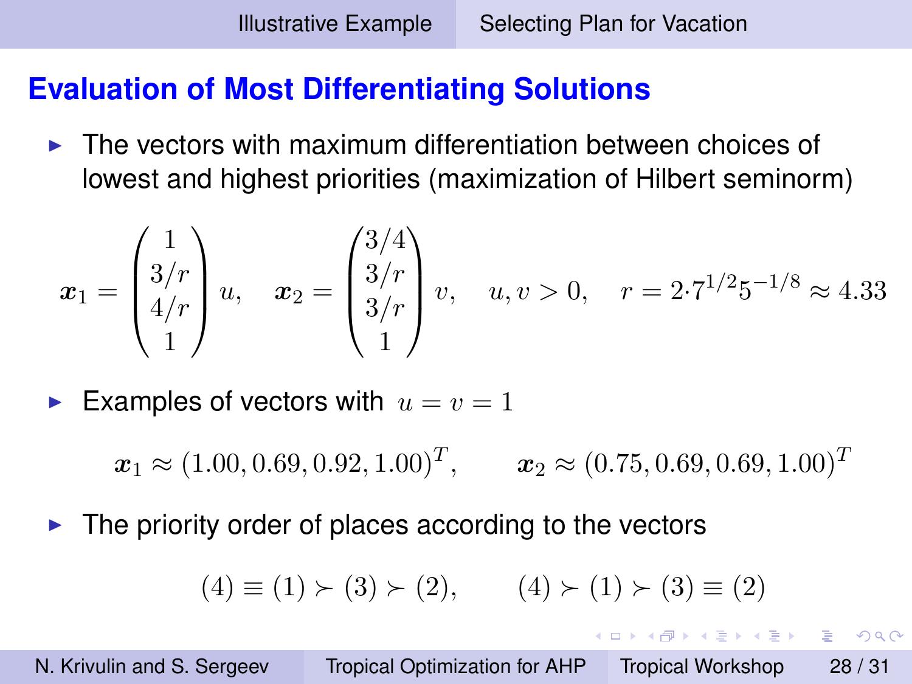## Evaluation of Most Differentiating Solutions

- The vectors with maximum differentiation between choices of lowest and highest priorities (maximization of Hilbert seminorm)

$$\boldsymbol{x}_1 = \begin{pmatrix} 1 \\ 3/r \\ 4/r \\ 1 \end{pmatrix} u, \quad \boldsymbol{x}_2 = \begin{pmatrix} 3/4 \\ 3/r \\ 3/r \\ 1 \end{pmatrix} v, \quad u, v > 0, \quad r = 2 \cdot 7^{1/2} 5^{-1/8} \approx 4.33$$

- Examples of vectors with $u = v = 1$

$$\boldsymbol{x}_1 \approx (1.00, 0.69, 0.92, 1.00)^T, \qquad \boldsymbol{x}_2 \approx (0.75, 0.69, 0.69, 1.00)^T$$

- The priority order of places according to the vectors

$$(4) \equiv (1) \succ (3) \succ (2), \qquad (4) \succ (1) \succ (3) \equiv (2)$$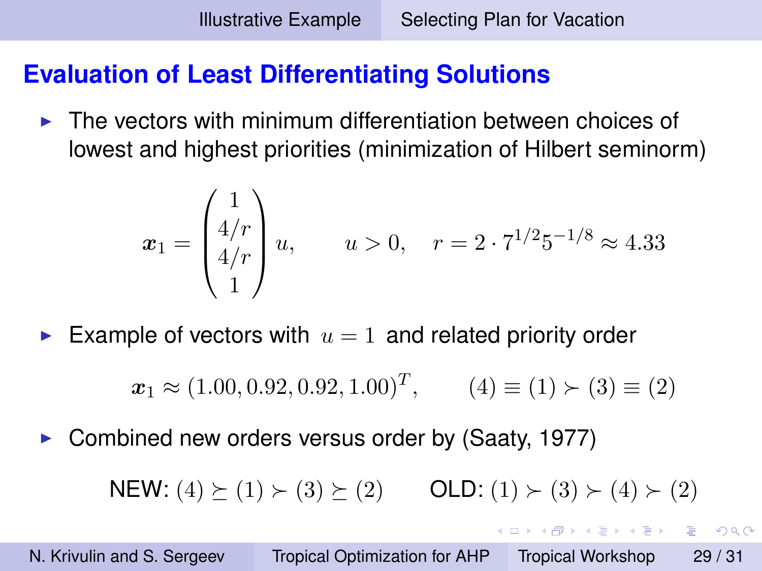## Evaluation of Least Differentiating Solutions

- The vectors with minimum differentiation between choices of lowest and highest priorities (minimization of Hilbert seminorm)

$$
\boldsymbol{x}_1 = \begin{pmatrix} 1 \\ 4/r \\ 4/r \\ 1 \end{pmatrix} u, \qquad u > 0, \quad r = 2 \cdot 7^{1/2} 5^{-1/8} \approx 4.33
$$

- Example of vectors with $u = 1$ and related priority order

$$
\boldsymbol{x}_1 \approx (1.00, 0.92, 0.92, 1.00)^T, \qquad (4) \equiv (1) \succ (3) \equiv (2)
$$

- Combined new orders versus order by (Saaty, 1977)

NEW: $(4) \succeq (1) \succ (3) \succeq (2)$ OLD: $(1) \succ (3) \succ (4) \succ (2)$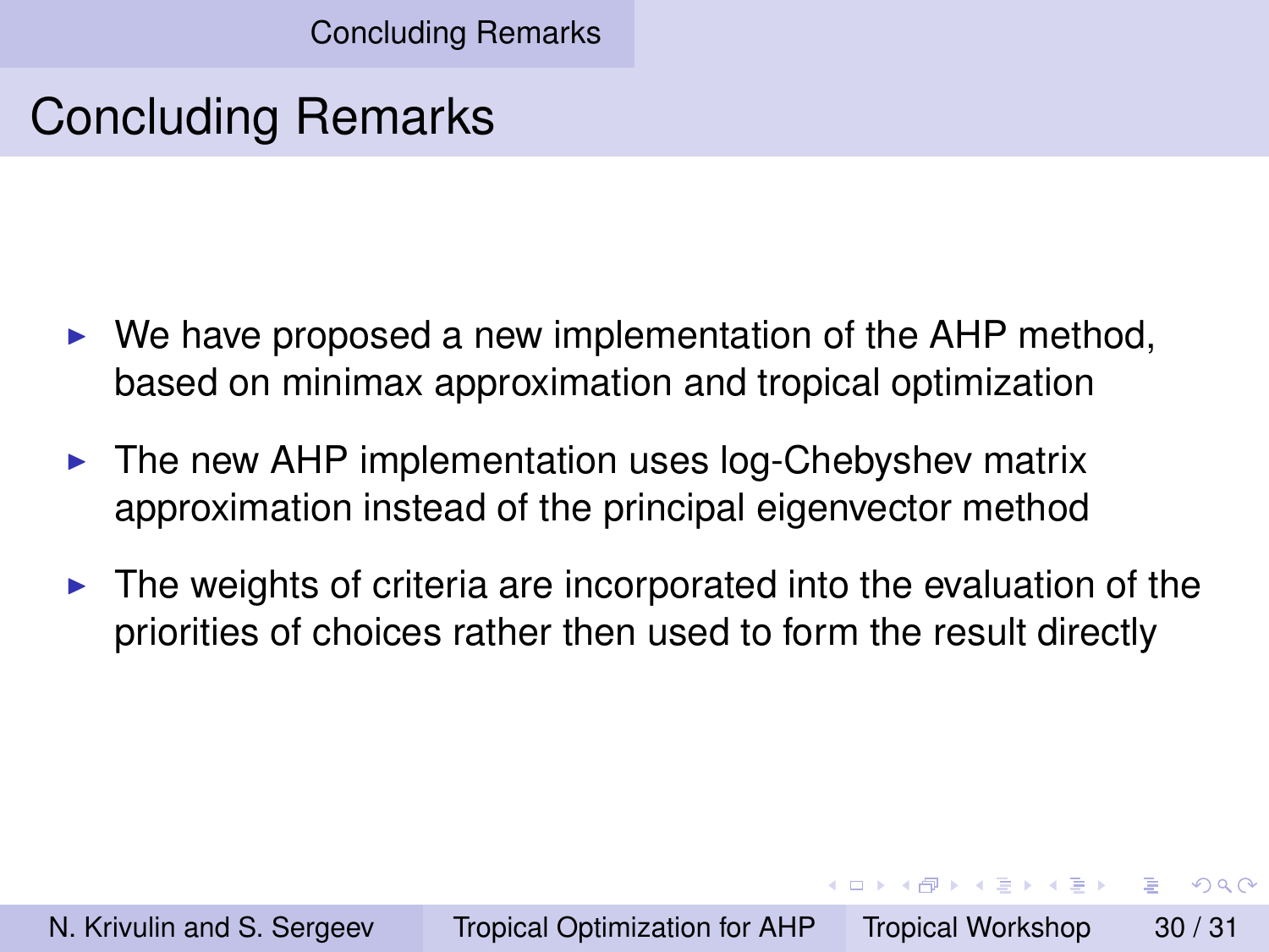# Concluding Remarks

- We have proposed a new implementation of the AHP method, based on minimax approximation and tropical optimization
- The new AHP implementation uses log-Chebyshev matrix approximation instead of the principal eigenvector method
- The weights of criteria are incorporated into the evaluation of the priorities of choices rather then used to form the result directly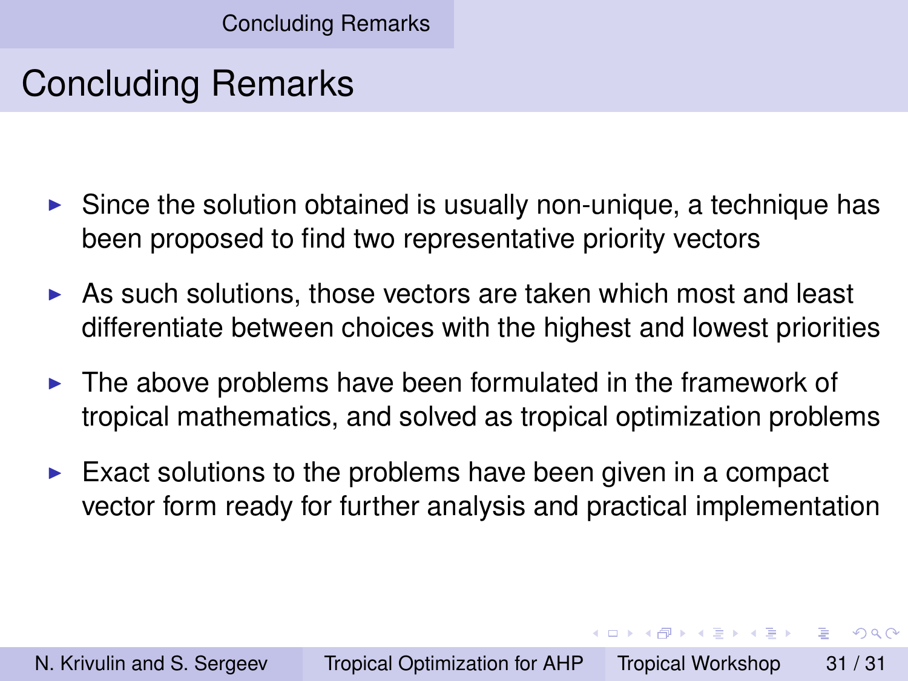# Concluding Remarks

- Since the solution obtained is usually non-unique, a technique has been proposed to find two representative priority vectors
- As such solutions, those vectors are taken which most and least differentiate between choices with the highest and lowest priorities
- The above problems have been formulated in the framework of tropical mathematics, and solved as tropical optimization problems
- Exact solutions to the problems have been given in a compact vector form ready for further analysis and practical implementation